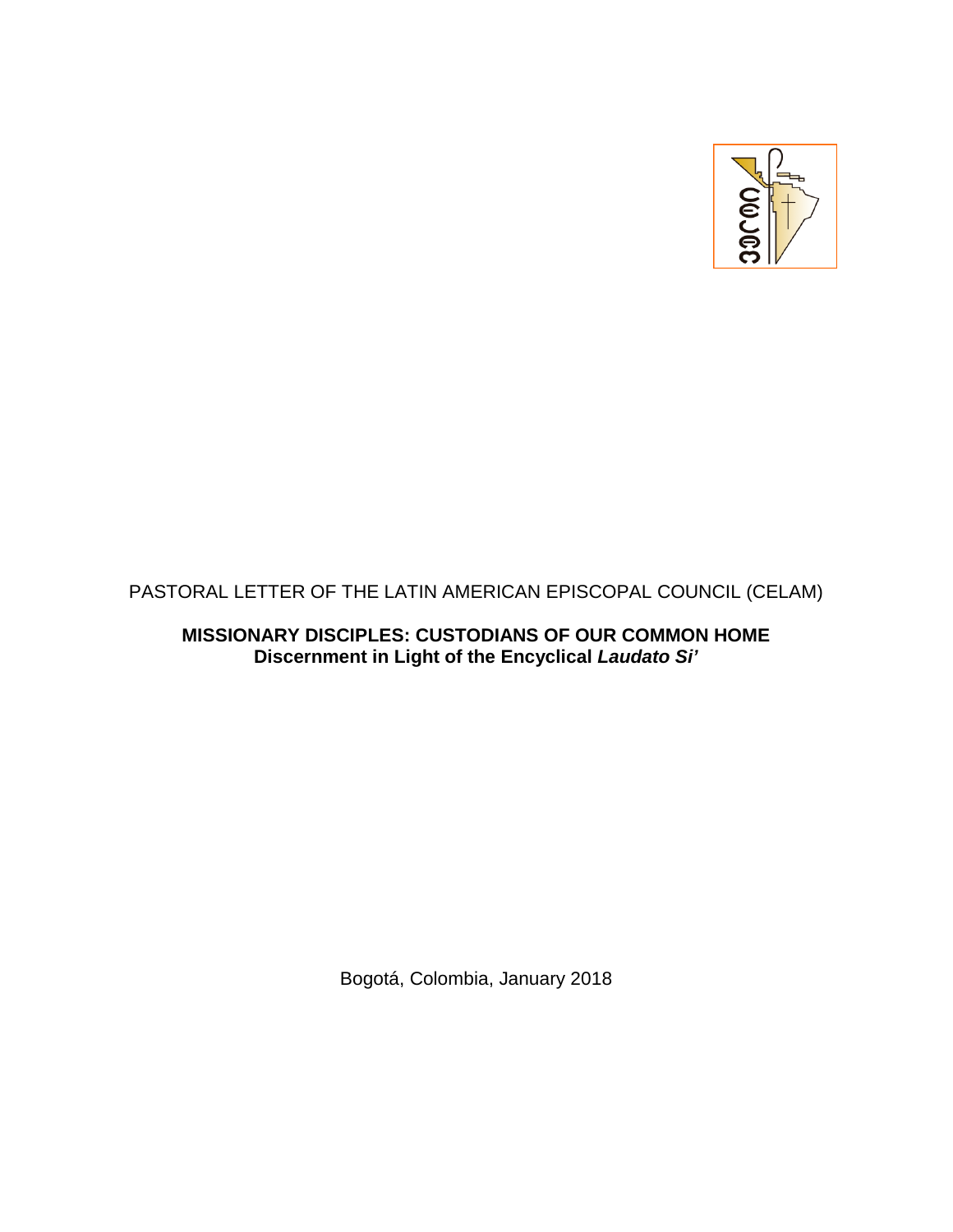PASTORAL LETTER OF THE LATIN AMERICAN EPISCOPAL COUNCIL (CELAM)

# MISSIONARY DISCIPLES: CUSTODIANS OF OUR COMMON HOME

## Discernment in Light of the Encyclical *Laudato Si'*

Bogotá, Colombia, January 2018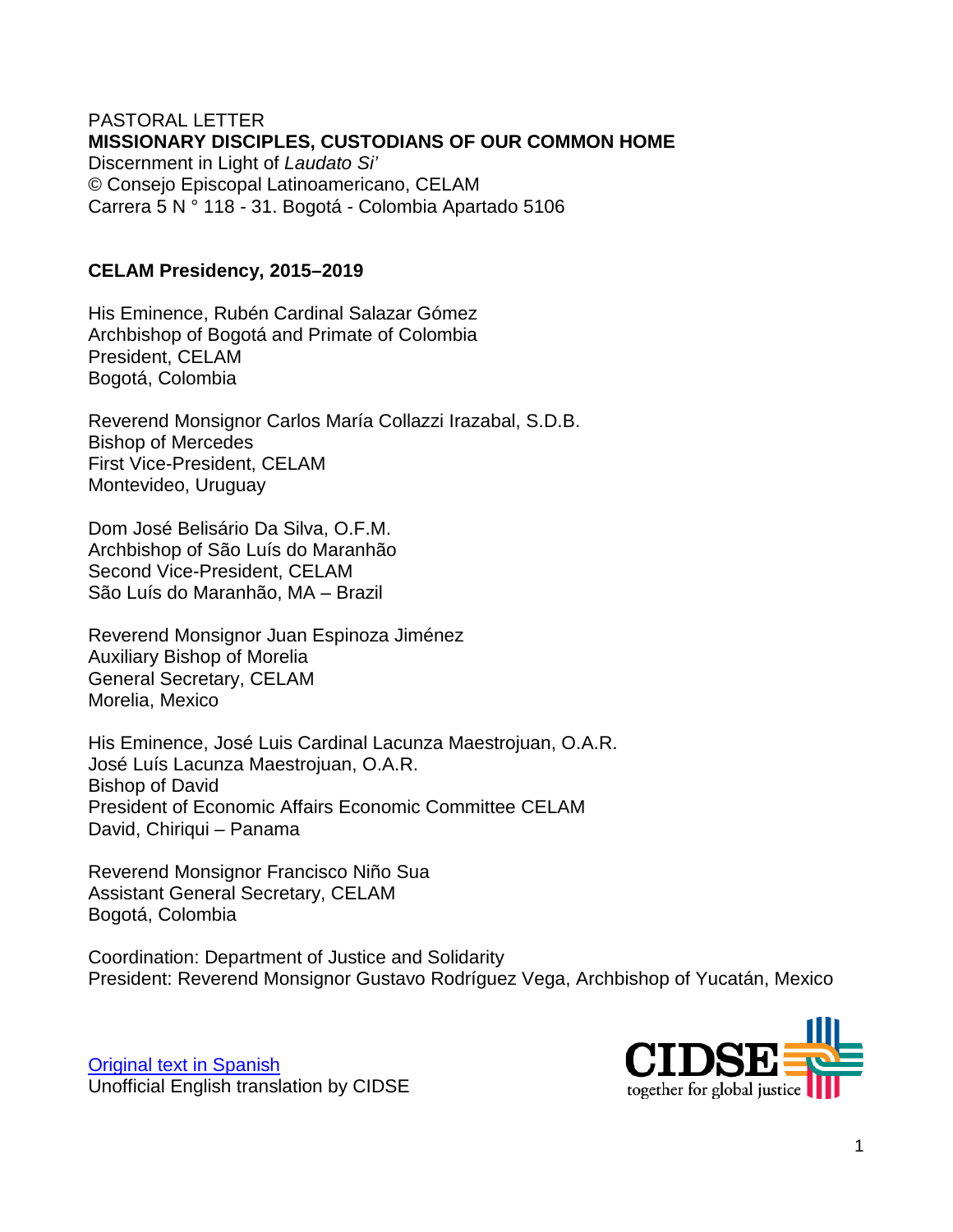PASTORAL LETTER
**MISSIONARY DISCIPLES, CUSTODIANS OF OUR COMMON HOME**
Discernment in Light of *Laudato Si'*
© Consejo Episcopal Latinoamericano, CELAM
Carrera 5 N ° 118 - 31. Bogotá - Colombia Apartado 5106

**CELAM Presidency, 2015–2019**

His Eminence, Rubén Cardinal Salazar Gómez
Archbishop of Bogotá and Primate of Colombia
President, CELAM
Bogotá, Colombia

Reverend Monsignor Carlos María Collazzi Irazabal, S.D.B.
Bishop of Mercedes
First Vice-President, CELAM
Montevideo, Uruguay

Dom José Belisário Da Silva, O.F.M.
Archbishop of São Luís do Maranhão
Second Vice-President, CELAM
São Luís do Maranhão, MA – Brazil

Reverend Monsignor Juan Espinoza Jiménez
Auxiliary Bishop of Morelia
General Secretary, CELAM
Morelia, Mexico

His Eminence, José Luis Cardinal Lacunza Maestrojuan, O.A.R.
José Luís Lacunza Maestrojuan, O.A.R.
Bishop of David
President of Economic Affairs Economic Committee CELAM
David, Chiriqui – Panama

Reverend Monsignor Francisco Niño Sua
Assistant General Secretary, CELAM
Bogotá, Colombia

Coordination: Department of Justice and Solidarity
President: Reverend Monsignor Gustavo Rodríguez Vega, Archbishop of Yucatán, Mexico

Original text in Spanish
Unofficial English translation by CIDSE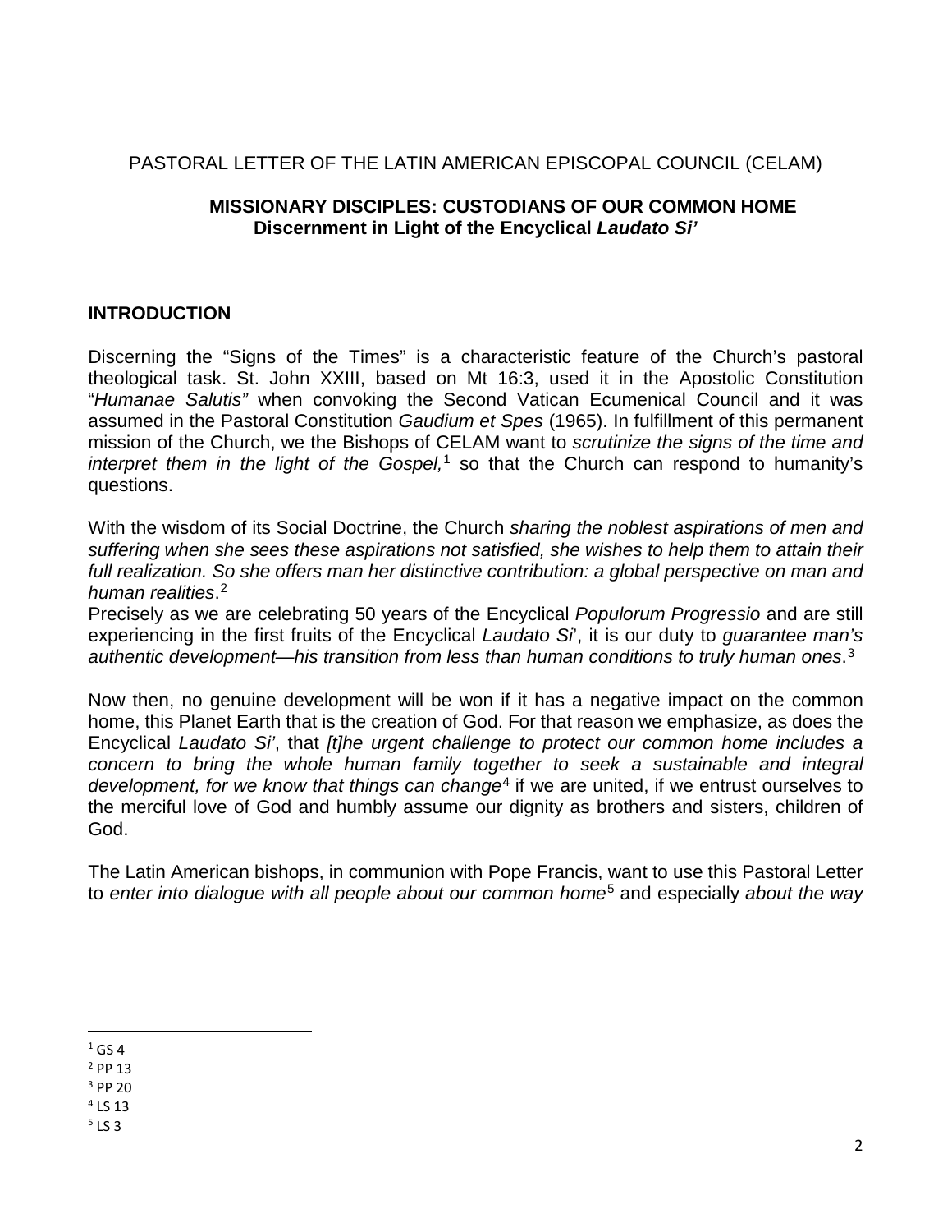PASTORAL LETTER OF THE LATIN AMERICAN EPISCOPAL COUNCIL (CELAM)

**MISSIONARY DISCIPLES: CUSTODIANS OF OUR COMMON HOME**
**Discernment in Light of the Encyclical *Laudato Si'***

## INTRODUCTION

Discerning the "Signs of the Times" is a characteristic feature of the Church's pastoral theological task. St. John XXIII, based on Mt 16:3, used it in the Apostolic Constitution "*Humanae Salutis"* when convoking the Second Vatican Ecumenical Council and it was assumed in the Pastoral Constitution *Gaudium et Spes* (1965). In fulfillment of this permanent mission of the Church, we the Bishops of CELAM want to *scrutinize the signs of the time and interpret them in the light of the Gospel,*[1] so that the Church can respond to humanity's questions.

With the wisdom of its Social Doctrine, the Church *sharing the noblest aspirations of men and suffering when she sees these aspirations not satisfied, she wishes to help them to attain their full realization. So she offers man her distinctive contribution: a global perspective on man and human realities*.[2]
Precisely as we are celebrating 50 years of the Encyclical *Populorum Progressio* and are still experiencing in the first fruits of the Encyclical *Laudato Si*', it is our duty to *guarantee man's authentic development—his transition from less than human conditions to truly human ones*.[3]

Now then, no genuine development will be won if it has a negative impact on the common home, this Planet Earth that is the creation of God. For that reason we emphasize, as does the Encyclical *Laudato Si'*, that *[t]he urgent challenge to protect our common home includes a concern to bring the whole human family together to seek a sustainable and integral development, for we know that things can change*[4] if we are united, if we entrust ourselves to the merciful love of God and humbly assume our dignity as brothers and sisters, children of God.

The Latin American bishops, in communion with Pope Francis, want to use this Pastoral Letter to *enter into dialogue with all people about our common home*[5] and especially *about the way*

[1] GS 4
[2] PP 13
[3] PP 20
[4] LS 13
[5] LS 3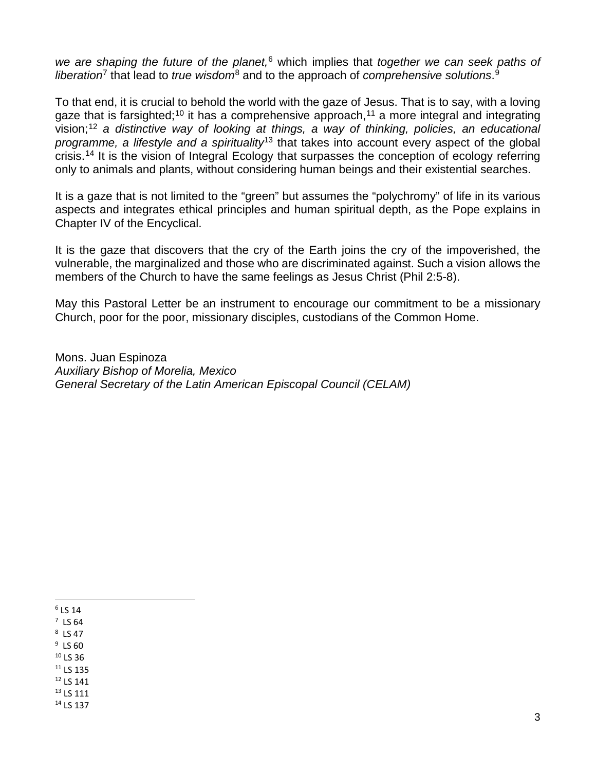*we are shaping the future of the planet,*[6] which implies that *together we can seek paths of liberation*[7] that lead to *true wisdom*[8] and to the approach of *comprehensive solutions*.[9]

To that end, it is crucial to behold the world with the gaze of Jesus. That is to say, with a loving gaze that is farsighted;[10] it has a comprehensive approach,[11] a more integral and integrating vision;[12] *a distinctive way of looking at things, a way of thinking, policies, an educational programme, a lifestyle and a spirituality*[13] that takes into account every aspect of the global crisis.[14] It is the vision of Integral Ecology that surpasses the conception of ecology referring only to animals and plants, without considering human beings and their existential searches.

It is a gaze that is not limited to the "green" but assumes the "polychromy" of life in its various aspects and integrates ethical principles and human spiritual depth, as the Pope explains in Chapter IV of the Encyclical.

It is the gaze that discovers that the cry of the Earth joins the cry of the impoverished, the vulnerable, the marginalized and those who are discriminated against. Such a vision allows the members of the Church to have the same feelings as Jesus Christ (Phil 2:5-8).

May this Pastoral Letter be an instrument to encourage our commitment to be a missionary Church, poor for the poor, missionary disciples, custodians of the Common Home.

Mons. Juan Espinoza
*Auxiliary Bishop of Morelia, Mexico*
*General Secretary of the Latin American Episcopal Council (CELAM)*

---

[6] LS 14
[7] LS 64
[8] LS 47
[9] LS 60
[10] LS 36
[11] LS 135
[12] LS 141
[13] LS 111
[14] LS 137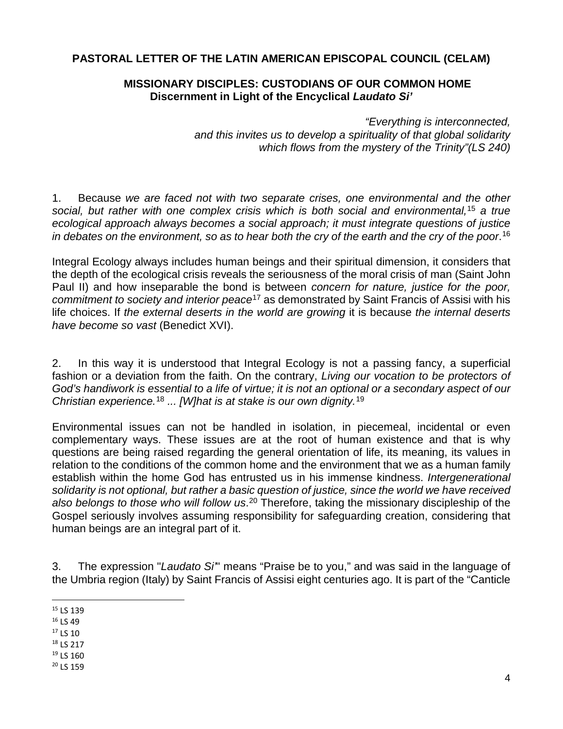**PASTORAL LETTER OF THE LATIN AMERICAN EPISCOPAL COUNCIL (CELAM)**

**MISSIONARY DISCIPLES: CUSTODIANS OF OUR COMMON HOME**
**Discernment in Light of the Encyclical *Laudato Si'***

*"Everything is interconnected,*
*and this invites us to develop a spirituality of that global solidarity*
*which flows from the mystery of the Trinity"(LS 240)*

1. Because *we are faced not with two separate crises, one environmental and the other social, but rather with one complex crisis which is both social and environmental,*[15] *a true ecological approach always becomes a social approach; it must integrate questions of justice in debates on the environment, so as to hear both the cry of the earth and the cry of the poor*.[16]

Integral Ecology always includes human beings and their spiritual dimension, it considers that the depth of the ecological crisis reveals the seriousness of the moral crisis of man (Saint John Paul II) and how inseparable the bond is between *concern for nature, justice for the poor, commitment to society and interior peace*[17] as demonstrated by Saint Francis of Assisi with his life choices. If *the external deserts in the world are growing* it is because *the internal deserts have become so vast* (Benedict XVI).

2. In this way it is understood that Integral Ecology is not a passing fancy, a superficial fashion or a deviation from the faith. On the contrary, *Living our vocation to be protectors of God's handiwork is essential to a life of virtue; it is not an optional or a secondary aspect of our Christian experience.*[18] *... [W]hat is at stake is our own dignity.*[19]

Environmental issues can not be handled in isolation, in piecemeal, incidental or even complementary ways. These issues are at the root of human existence and that is why questions are being raised regarding the general orientation of life, its meaning, its values in relation to the conditions of the common home and the environment that we as a human family establish within the home God has entrusted us in his immense kindness. *Intergenerational solidarity is not optional, but rather a basic question of justice, since the world we have received also belongs to those who will follow us*.[20] Therefore, taking the missionary discipleship of the Gospel seriously involves assuming responsibility for safeguarding creation, considering that human beings are an integral part of it.

3. The expression "*Laudato Si'*" means "Praise be to you," and was said in the language of the Umbria region (Italy) by Saint Francis of Assisi eight centuries ago. It is part of the "Canticle

---

[15] LS 139
[16] LS 49
[17] LS 10
[18] LS 217
[19] LS 160
[20] LS 159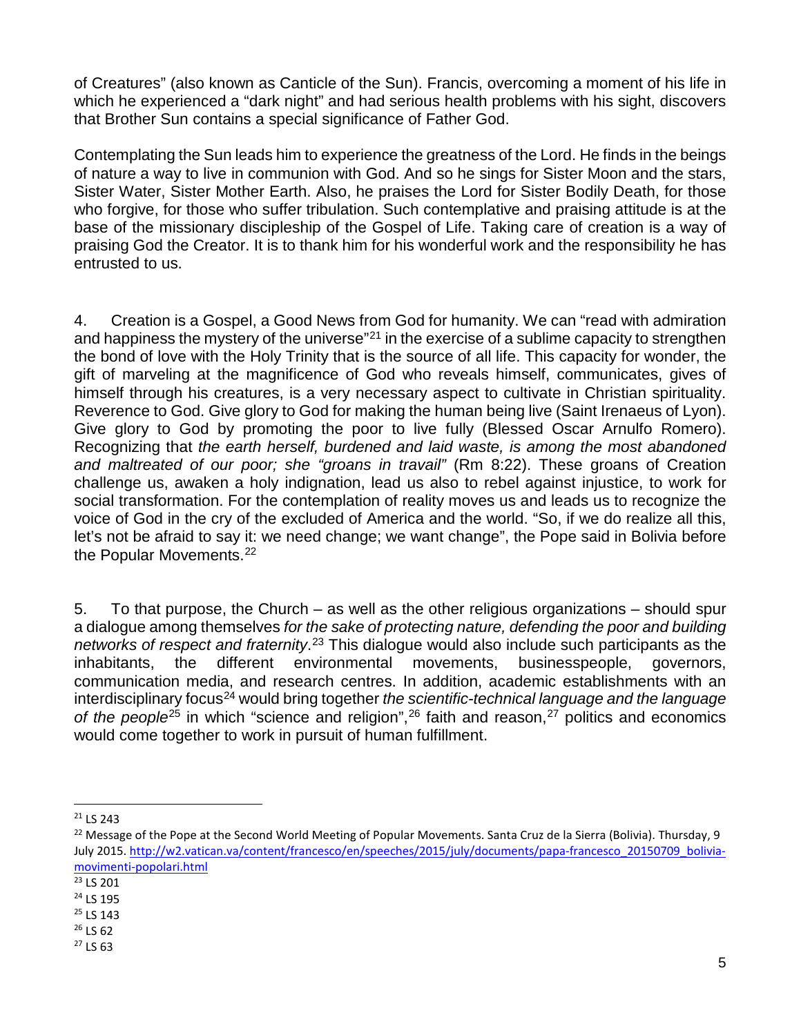of Creatures" (also known as Canticle of the Sun). Francis, overcoming a moment of his life in which he experienced a "dark night" and had serious health problems with his sight, discovers that Brother Sun contains a special significance of Father God.

Contemplating the Sun leads him to experience the greatness of the Lord. He finds in the beings of nature a way to live in communion with God. And so he sings for Sister Moon and the stars, Sister Water, Sister Mother Earth. Also, he praises the Lord for Sister Bodily Death, for those who forgive, for those who suffer tribulation. Such contemplative and praising attitude is at the base of the missionary discipleship of the Gospel of Life. Taking care of creation is a way of praising God the Creator. It is to thank him for his wonderful work and the responsibility he has entrusted to us.

4. Creation is a Gospel, a Good News from God for humanity. We can "read with admiration and happiness the mystery of the universe"[21] in the exercise of a sublime capacity to strengthen the bond of love with the Holy Trinity that is the source of all life. This capacity for wonder, the gift of marveling at the magnificence of God who reveals himself, communicates, gives of himself through his creatures, is a very necessary aspect to cultivate in Christian spirituality. Reverence to God. Give glory to God for making the human being live (Saint Irenaeus of Lyon). Give glory to God by promoting the poor to live fully (Blessed Oscar Arnulfo Romero). Recognizing that *the earth herself, burdened and laid waste, is among the most abandoned and maltreated of our poor; she "groans in travail"* (Rm 8:22). These groans of Creation challenge us, awaken a holy indignation, lead us also to rebel against injustice, to work for social transformation. For the contemplation of reality moves us and leads us to recognize the voice of God in the cry of the excluded of America and the world. "So, if we do realize all this, let's not be afraid to say it: we need change; we want change", the Pope said in Bolivia before the Popular Movements.[22]

5. To that purpose, the Church – as well as the other religious organizations – should spur a dialogue among themselves *for the sake of protecting nature, defending the poor and building networks of respect and fraternity*.[23] This dialogue would also include such participants as the inhabitants, the different environmental movements, businesspeople, governors, communication media, and research centres. In addition, academic establishments with an interdisciplinary focus[24] would bring together *the scientific-technical language and the language of the people*[25] in which "science and religion",[26] faith and reason,[27] politics and economics would come together to work in pursuit of human fulfillment.

---

[21] LS 243

[22] Message of the Pope at the Second World Meeting of Popular Movements. Santa Cruz de la Sierra (Bolivia). Thursday, 9 July 2015. http://w2.vatican.va/content/francesco/en/speeches/2015/july/documents/papa-francesco_20150709_bolivia-movimenti-popolari.html

[23] LS 201

[24] LS 195

[25] LS 143

[26] LS 62

[27] LS 63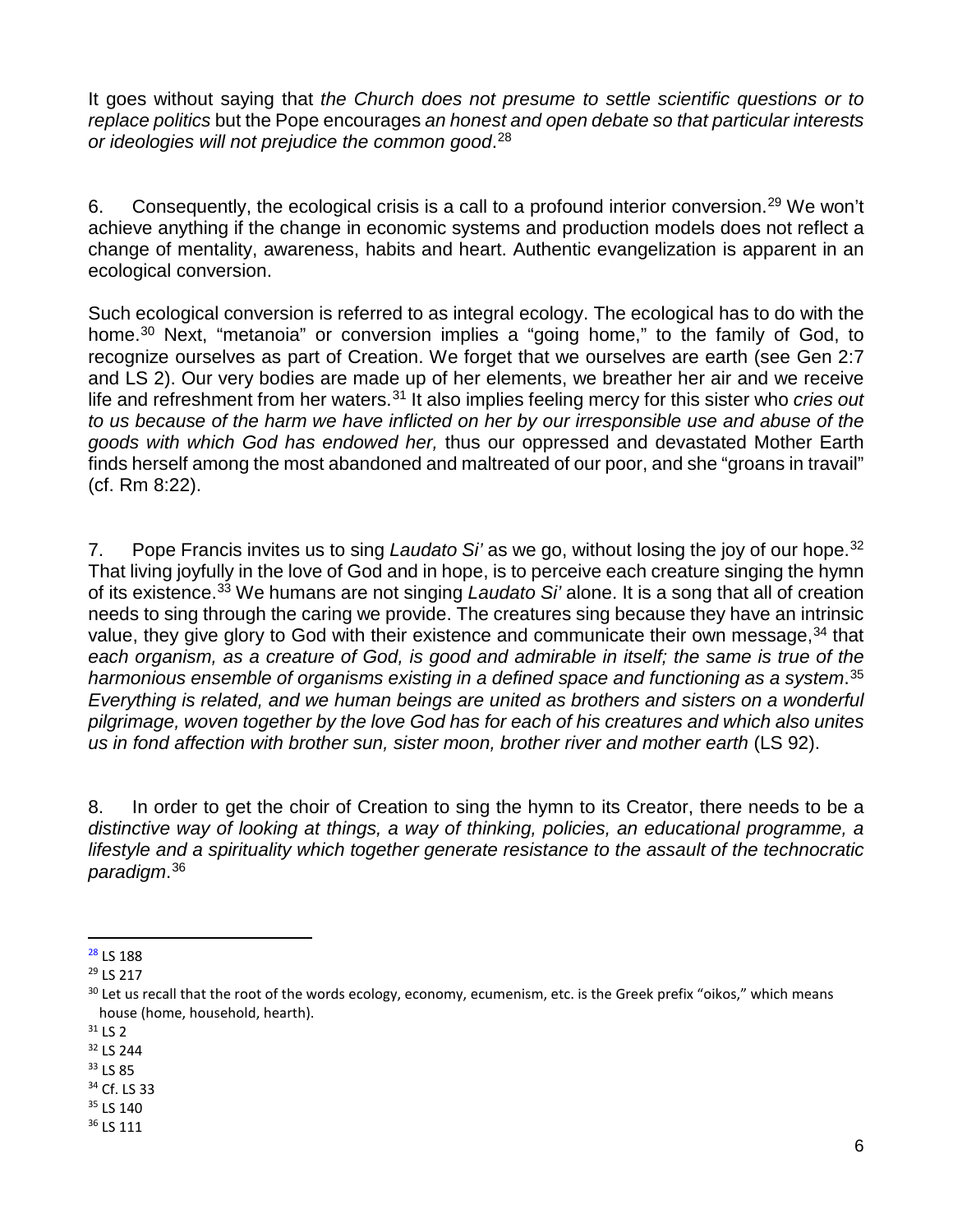It goes without saying that *the Church does not presume to settle scientific questions or to replace politics* but the Pope encourages *an honest and open debate so that particular interests or ideologies will not prejudice the common good*.[28]

6. Consequently, the ecological crisis is a call to a profound interior conversion.[29] We won't achieve anything if the change in economic systems and production models does not reflect a change of mentality, awareness, habits and heart. Authentic evangelization is apparent in an ecological conversion.

Such ecological conversion is referred to as integral ecology. The ecological has to do with the home.[30] Next, "metanoia" or conversion implies a "going home," to the family of God, to recognize ourselves as part of Creation. We forget that we ourselves are earth (see Gen 2:7 and LS 2). Our very bodies are made up of her elements, we breather her air and we receive life and refreshment from her waters.[31] It also implies feeling mercy for this sister who *cries out to us because of the harm we have inflicted on her by our irresponsible use and abuse of the goods with which God has endowed her,* thus our oppressed and devastated Mother Earth finds herself among the most abandoned and maltreated of our poor, and she "groans in travail" (cf. Rm 8:22).

7. Pope Francis invites us to sing *Laudato Si'* as we go, without losing the joy of our hope.[32] That living joyfully in the love of God and in hope, is to perceive each creature singing the hymn of its existence.[33] We humans are not singing *Laudato Si'* alone. It is a song that all of creation needs to sing through the caring we provide. The creatures sing because they have an intrinsic value, they give glory to God with their existence and communicate their own message,[34] that *each organism, as a creature of God, is good and admirable in itself; the same is true of the harmonious ensemble of organisms existing in a defined space and functioning as a system*.[35] *Everything is related, and we human beings are united as brothers and sisters on a wonderful pilgrimage, woven together by the love God has for each of his creatures and which also unites us in fond affection with brother sun, sister moon, brother river and mother earth* (LS 92).

8. In order to get the choir of Creation to sing the hymn to its Creator, there needs to be a *distinctive way of looking at things, a way of thinking, policies, an educational programme, a lifestyle and a spirituality which together generate resistance to the assault of the technocratic paradigm*.[36]

---

[28] LS 188

[29] LS 217

[30] Let us recall that the root of the words ecology, economy, ecumenism, etc. is the Greek prefix "oikos," which means house (home, household, hearth).

[31] LS 2

[32] LS 244

[33] LS 85

[34] Cf. LS 33

[35] LS 140

[36] LS 111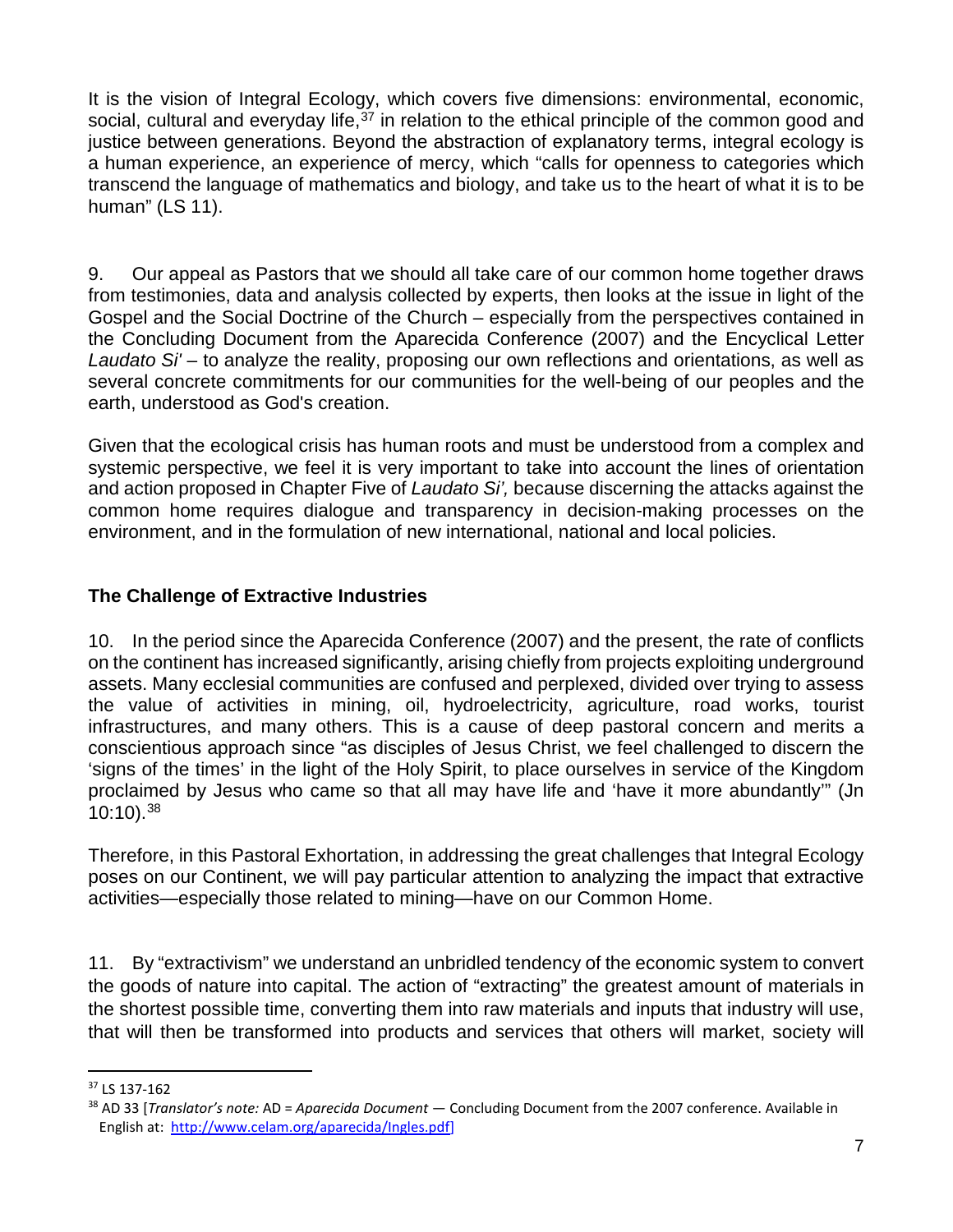It is the vision of Integral Ecology, which covers five dimensions: environmental, economic, social, cultural and everyday life,[37] in relation to the ethical principle of the common good and justice between generations. Beyond the abstraction of explanatory terms, integral ecology is a human experience, an experience of mercy, which "calls for openness to categories which transcend the language of mathematics and biology, and take us to the heart of what it is to be human" (LS 11).

9. Our appeal as Pastors that we should all take care of our common home together draws from testimonies, data and analysis collected by experts, then looks at the issue in light of the Gospel and the Social Doctrine of the Church – especially from the perspectives contained in the Concluding Document from the Aparecida Conference (2007) and the Encyclical Letter *Laudato Si'* – to analyze the reality, proposing our own reflections and orientations, as well as several concrete commitments for our communities for the well-being of our peoples and the earth, understood as God's creation.

Given that the ecological crisis has human roots and must be understood from a complex and systemic perspective, we feel it is very important to take into account the lines of orientation and action proposed in Chapter Five of *Laudato Si',* because discerning the attacks against the common home requires dialogue and transparency in decision-making processes on the environment, and in the formulation of new international, national and local policies.

## The Challenge of Extractive Industries

10. In the period since the Aparecida Conference (2007) and the present, the rate of conflicts on the continent has increased significantly, arising chiefly from projects exploiting underground assets. Many ecclesial communities are confused and perplexed, divided over trying to assess the value of activities in mining, oil, hydroelectricity, agriculture, road works, tourist infrastructures, and many others. This is a cause of deep pastoral concern and merits a conscientious approach since "as disciples of Jesus Christ, we feel challenged to discern the 'signs of the times' in the light of the Holy Spirit, to place ourselves in service of the Kingdom proclaimed by Jesus who came so that all may have life and 'have it more abundantly'" (Jn 10:10).[38]

Therefore, in this Pastoral Exhortation, in addressing the great challenges that Integral Ecology poses on our Continent, we will pay particular attention to analyzing the impact that extractive activities—especially those related to mining—have on our Common Home.

11. By "extractivism" we understand an unbridled tendency of the economic system to convert the goods of nature into capital. The action of "extracting" the greatest amount of materials in the shortest possible time, converting them into raw materials and inputs that industry will use, that will then be transformed into products and services that others will market, society will

---

[37] LS 137-162

[38] AD 33 [*Translator's note:* AD = *Aparecida Document* — Concluding Document from the 2007 conference. Available in English at: http://www.celam.org/aparecida/Ingles.pdf]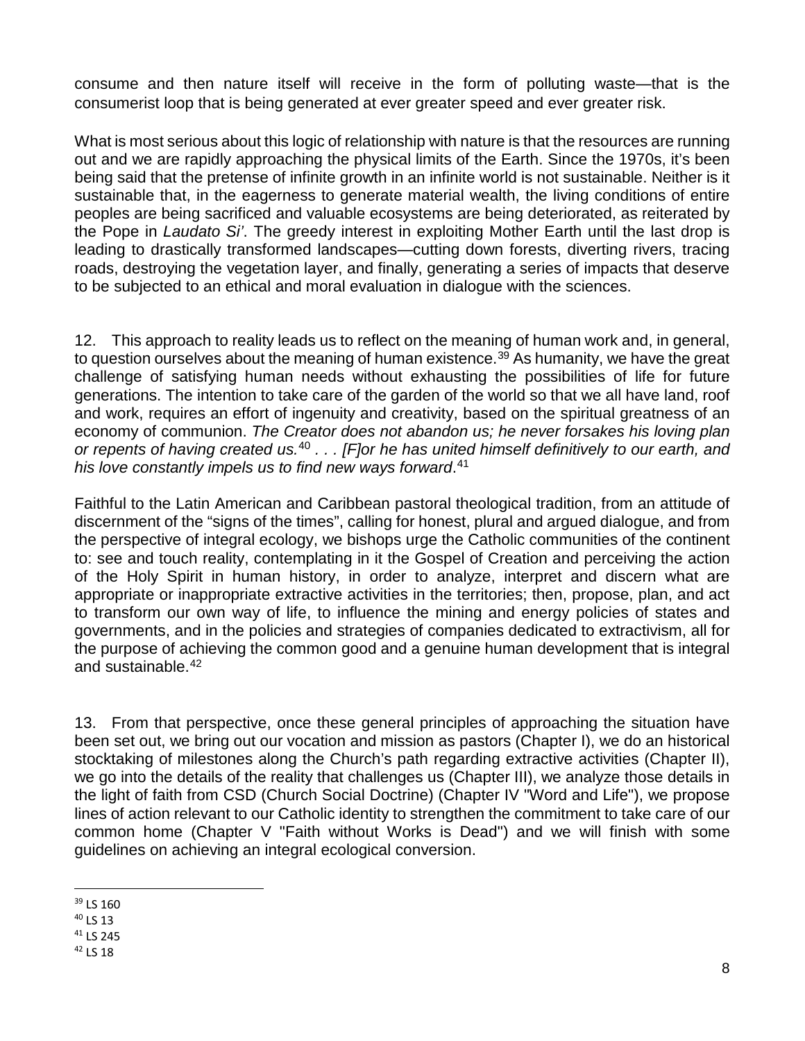consume and then nature itself will receive in the form of polluting waste—that is the consumerist loop that is being generated at ever greater speed and ever greater risk.

What is most serious about this logic of relationship with nature is that the resources are running out and we are rapidly approaching the physical limits of the Earth. Since the 1970s, it's been being said that the pretense of infinite growth in an infinite world is not sustainable. Neither is it sustainable that, in the eagerness to generate material wealth, the living conditions of entire peoples are being sacrificed and valuable ecosystems are being deteriorated, as reiterated by the Pope in *Laudato Si'*. The greedy interest in exploiting Mother Earth until the last drop is leading to drastically transformed landscapes—cutting down forests, diverting rivers, tracing roads, destroying the vegetation layer, and finally, generating a series of impacts that deserve to be subjected to an ethical and moral evaluation in dialogue with the sciences.

12. This approach to reality leads us to reflect on the meaning of human work and, in general, to question ourselves about the meaning of human existence.[39] As humanity, we have the great challenge of satisfying human needs without exhausting the possibilities of life for future generations. The intention to take care of the garden of the world so that we all have land, roof and work, requires an effort of ingenuity and creativity, based on the spiritual greatness of an economy of communion. *The Creator does not abandon us; he never forsakes his loving plan or repents of having created us.*[40] *. . . [F]or he has united himself definitively to our earth, and his love constantly impels us to find new ways forward*.[41]

Faithful to the Latin American and Caribbean pastoral theological tradition, from an attitude of discernment of the "signs of the times", calling for honest, plural and argued dialogue, and from the perspective of integral ecology, we bishops urge the Catholic communities of the continent to: see and touch reality, contemplating in it the Gospel of Creation and perceiving the action of the Holy Spirit in human history, in order to analyze, interpret and discern what are appropriate or inappropriate extractive activities in the territories; then, propose, plan, and act to transform our own way of life, to influence the mining and energy policies of states and governments, and in the policies and strategies of companies dedicated to extractivism, all for the purpose of achieving the common good and a genuine human development that is integral and sustainable.[42]

13. From that perspective, once these general principles of approaching the situation have been set out, we bring out our vocation and mission as pastors (Chapter I), we do an historical stocktaking of milestones along the Church's path regarding extractive activities (Chapter II), we go into the details of the reality that challenges us (Chapter III), we analyze those details in the light of faith from CSD (Church Social Doctrine) (Chapter IV "Word and Life"), we propose lines of action relevant to our Catholic identity to strengthen the commitment to take care of our common home (Chapter V "Faith without Works is Dead") and we will finish with some guidelines on achieving an integral ecological conversion.

---

[39] LS 160

[40] LS 13

[41] LS 245

[42] LS 18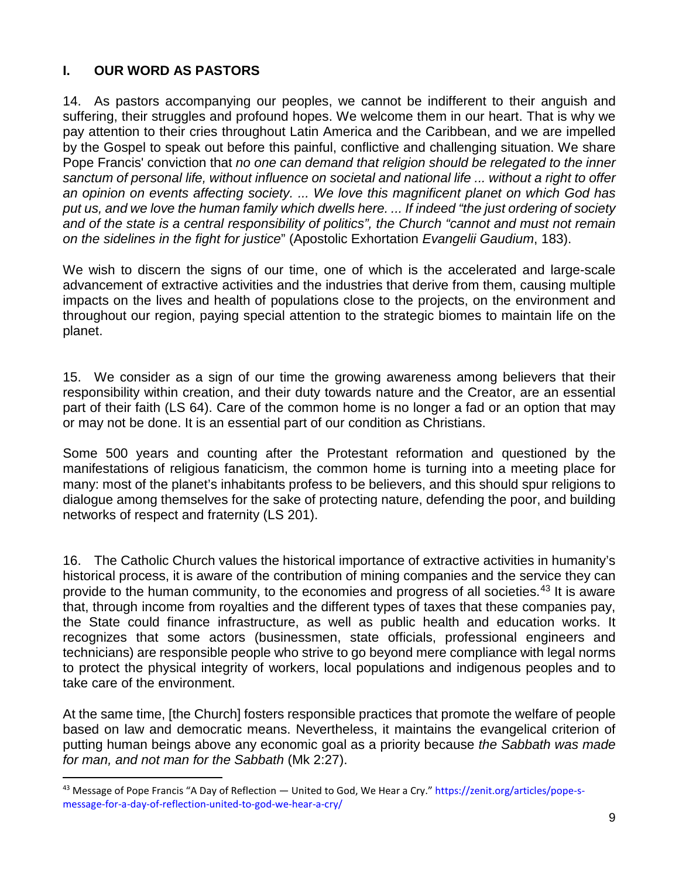## I. OUR WORD AS PASTORS

14. As pastors accompanying our peoples, we cannot be indifferent to their anguish and suffering, their struggles and profound hopes. We welcome them in our heart. That is why we pay attention to their cries throughout Latin America and the Caribbean, and we are impelled by the Gospel to speak out before this painful, conflictive and challenging situation. We share Pope Francis' conviction that *no one can demand that religion should be relegated to the inner sanctum of personal life, without influence on societal and national life ... without a right to offer an opinion on events affecting society. ... We love this magnificent planet on which God has put us, and we love the human family which dwells here. ... If indeed "the just ordering of society and of the state is a central responsibility of politics", the Church "cannot and must not remain on the sidelines in the fight for justice*" (Apostolic Exhortation *Evangelii Gaudium*, 183).

We wish to discern the signs of our time, one of which is the accelerated and large-scale advancement of extractive activities and the industries that derive from them, causing multiple impacts on the lives and health of populations close to the projects, on the environment and throughout our region, paying special attention to the strategic biomes to maintain life on the planet.

15. We consider as a sign of our time the growing awareness among believers that their responsibility within creation, and their duty towards nature and the Creator, are an essential part of their faith (LS 64). Care of the common home is no longer a fad or an option that may or may not be done. It is an essential part of our condition as Christians.

Some 500 years and counting after the Protestant reformation and questioned by the manifestations of religious fanaticism, the common home is turning into a meeting place for many: most of the planet's inhabitants profess to be believers, and this should spur religions to dialogue among themselves for the sake of protecting nature, defending the poor, and building networks of respect and fraternity (LS 201).

16. The Catholic Church values the historical importance of extractive activities in humanity's historical process, it is aware of the contribution of mining companies and the service they can provide to the human community, to the economies and progress of all societies.[43] It is aware that, through income from royalties and the different types of taxes that these companies pay, the State could finance infrastructure, as well as public health and education works. It recognizes that some actors (businessmen, state officials, professional engineers and technicians) are responsible people who strive to go beyond mere compliance with legal norms to protect the physical integrity of workers, local populations and indigenous peoples and to take care of the environment.

At the same time, [the Church] fosters responsible practices that promote the welfare of people based on law and democratic means. Nevertheless, it maintains the evangelical criterion of putting human beings above any economic goal as a priority because *the Sabbath was made for man, and not man for the Sabbath* (Mk 2:27).

[43] Message of Pope Francis "A Day of Reflection — United to God, We Hear a Cry." https://zenit.org/articles/pope-s-message-for-a-day-of-reflection-united-to-god-we-hear-a-cry/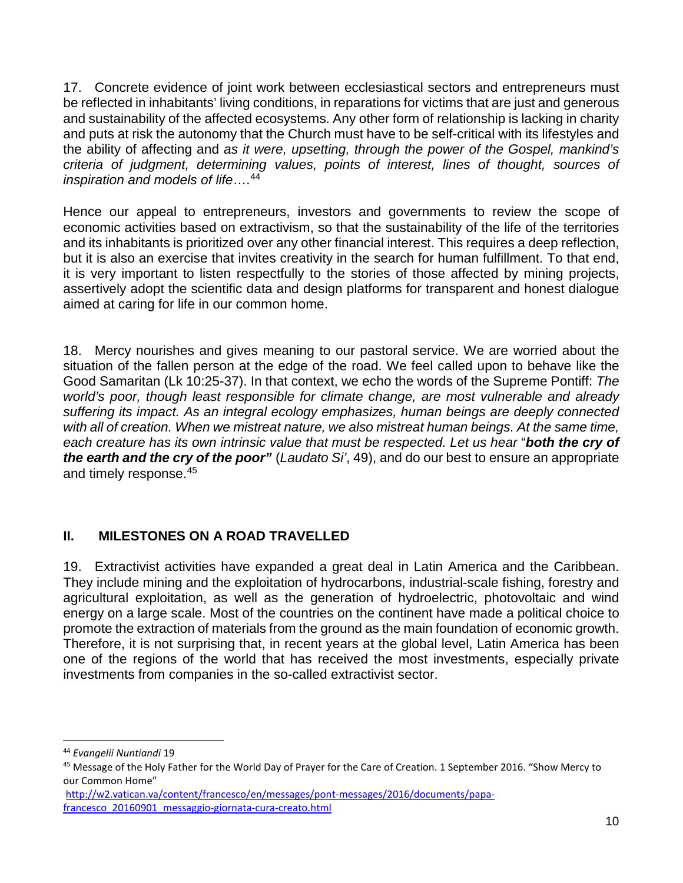17. Concrete evidence of joint work between ecclesiastical sectors and entrepreneurs must be reflected in inhabitants' living conditions, in reparations for victims that are just and generous and sustainability of the affected ecosystems. Any other form of relationship is lacking in charity and puts at risk the autonomy that the Church must have to be self-critical with its lifestyles and the ability of affecting and *as it were, upsetting, through the power of the Gospel, mankind's criteria of judgment, determining values, points of interest, lines of thought, sources of inspiration and models of life*….[44]

Hence our appeal to entrepreneurs, investors and governments to review the scope of economic activities based on extractivism, so that the sustainability of the life of the territories and its inhabitants is prioritized over any other financial interest. This requires a deep reflection, but it is also an exercise that invites creativity in the search for human fulfillment. To that end, it is very important to listen respectfully to the stories of those affected by mining projects, assertively adopt the scientific data and design platforms for transparent and honest dialogue aimed at caring for life in our common home.

18. Mercy nourishes and gives meaning to our pastoral service. We are worried about the situation of the fallen person at the edge of the road. We feel called upon to behave like the Good Samaritan (Lk 10:25-37). In that context, we echo the words of the Supreme Pontiff: *The world's poor, though least responsible for climate change, are most vulnerable and already suffering its impact. As an integral ecology emphasizes, human beings are deeply connected with all of creation. When we mistreat nature, we also mistreat human beings. At the same time, each creature has its own intrinsic value that must be respected. Let us hear* "***both the cry of the earth and the cry of the poor"*** (*Laudato Si'*, 49), and do our best to ensure an appropriate and timely response.[45]

## II. MILESTONES ON A ROAD TRAVELLED

19. Extractivist activities have expanded a great deal in Latin America and the Caribbean. They include mining and the exploitation of hydrocarbons, industrial-scale fishing, forestry and agricultural exploitation, as well as the generation of hydroelectric, photovoltaic and wind energy on a large scale. Most of the countries on the continent have made a political choice to promote the extraction of materials from the ground as the main foundation of economic growth. Therefore, it is not surprising that, in recent years at the global level, Latin America has been one of the regions of the world that has received the most investments, especially private investments from companies in the so-called extractivist sector.

---

[44] *Evangelii Nuntiandi* 19

[45] Message of the Holy Father for the World Day of Prayer for the Care of Creation. 1 September 2016. "Show Mercy to our Common Home" http://w2.vatican.va/content/francesco/en/messages/pont-messages/2016/documents/papa-francesco_20160901_messaggio-giornata-cura-creato.html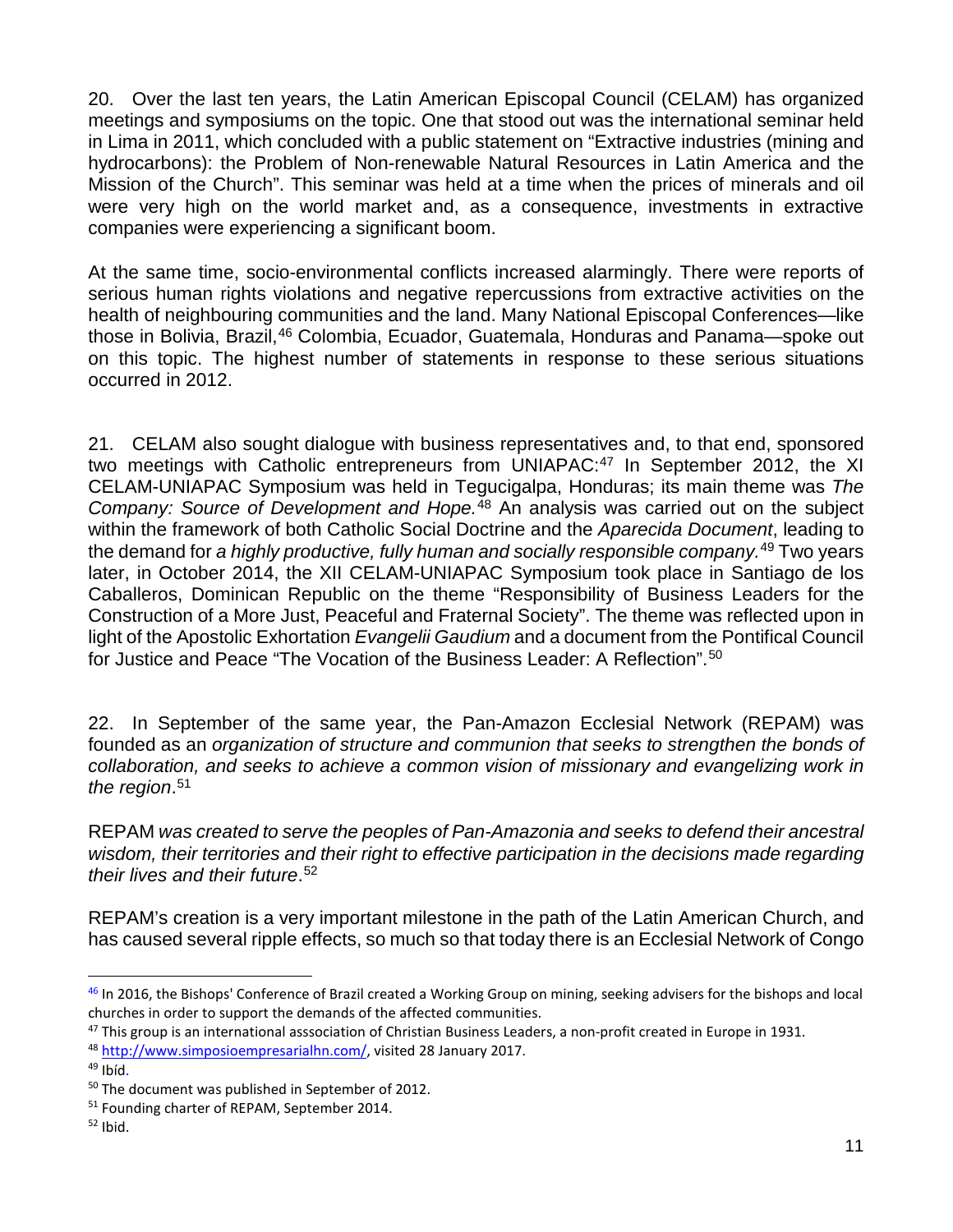20. Over the last ten years, the Latin American Episcopal Council (CELAM) has organized meetings and symposiums on the topic. One that stood out was the international seminar held in Lima in 2011, which concluded with a public statement on "Extractive industries (mining and hydrocarbons): the Problem of Non-renewable Natural Resources in Latin America and the Mission of the Church". This seminar was held at a time when the prices of minerals and oil were very high on the world market and, as a consequence, investments in extractive companies were experiencing a significant boom.

At the same time, socio-environmental conflicts increased alarmingly. There were reports of serious human rights violations and negative repercussions from extractive activities on the health of neighbouring communities and the land. Many National Episcopal Conferences—like those in Bolivia, Brazil,[46] Colombia, Ecuador, Guatemala, Honduras and Panama—spoke out on this topic. The highest number of statements in response to these serious situations occurred in 2012.

21. CELAM also sought dialogue with business representatives and, to that end, sponsored two meetings with Catholic entrepreneurs from UNIAPAC:[47] In September 2012, the XI CELAM-UNIAPAC Symposium was held in Tegucigalpa, Honduras; its main theme was *The Company: Source of Development and Hope.*[48] An analysis was carried out on the subject within the framework of both Catholic Social Doctrine and the *Aparecida Document*, leading to the demand for *a highly productive, fully human and socially responsible company.*[49] Two years later, in October 2014, the XII CELAM-UNIAPAC Symposium took place in Santiago de los Caballeros, Dominican Republic on the theme "Responsibility of Business Leaders for the Construction of a More Just, Peaceful and Fraternal Society". The theme was reflected upon in light of the Apostolic Exhortation *Evangelii Gaudium* and a document from the Pontifical Council for Justice and Peace "The Vocation of the Business Leader: A Reflection".[50]

22. In September of the same year, the Pan-Amazon Ecclesial Network (REPAM) was founded as an *organization of structure and communion that seeks to strengthen the bonds of collaboration, and seeks to achieve a common vision of missionary and evangelizing work in the region*.[51]

REPAM *was created to serve the peoples of Pan-Amazonia and seeks to defend their ancestral wisdom, their territories and their right to effective participation in the decisions made regarding their lives and their future*.[52]

REPAM's creation is a very important milestone in the path of the Latin American Church, and has caused several ripple effects, so much so that today there is an Ecclesial Network of Congo

---

[46] In 2016, the Bishops' Conference of Brazil created a Working Group on mining, seeking advisers for the bishops and local churches in order to support the demands of the affected communities.

[47] This group is an international asssociation of Christian Business Leaders, a non-profit created in Europe in 1931.

[48] http://www.simposioempresarialhn.com/, visited 28 January 2017.

[49] Ibíd.

[50] The document was published in September of 2012.

[51] Founding charter of REPAM, September 2014.

[52] Ibid.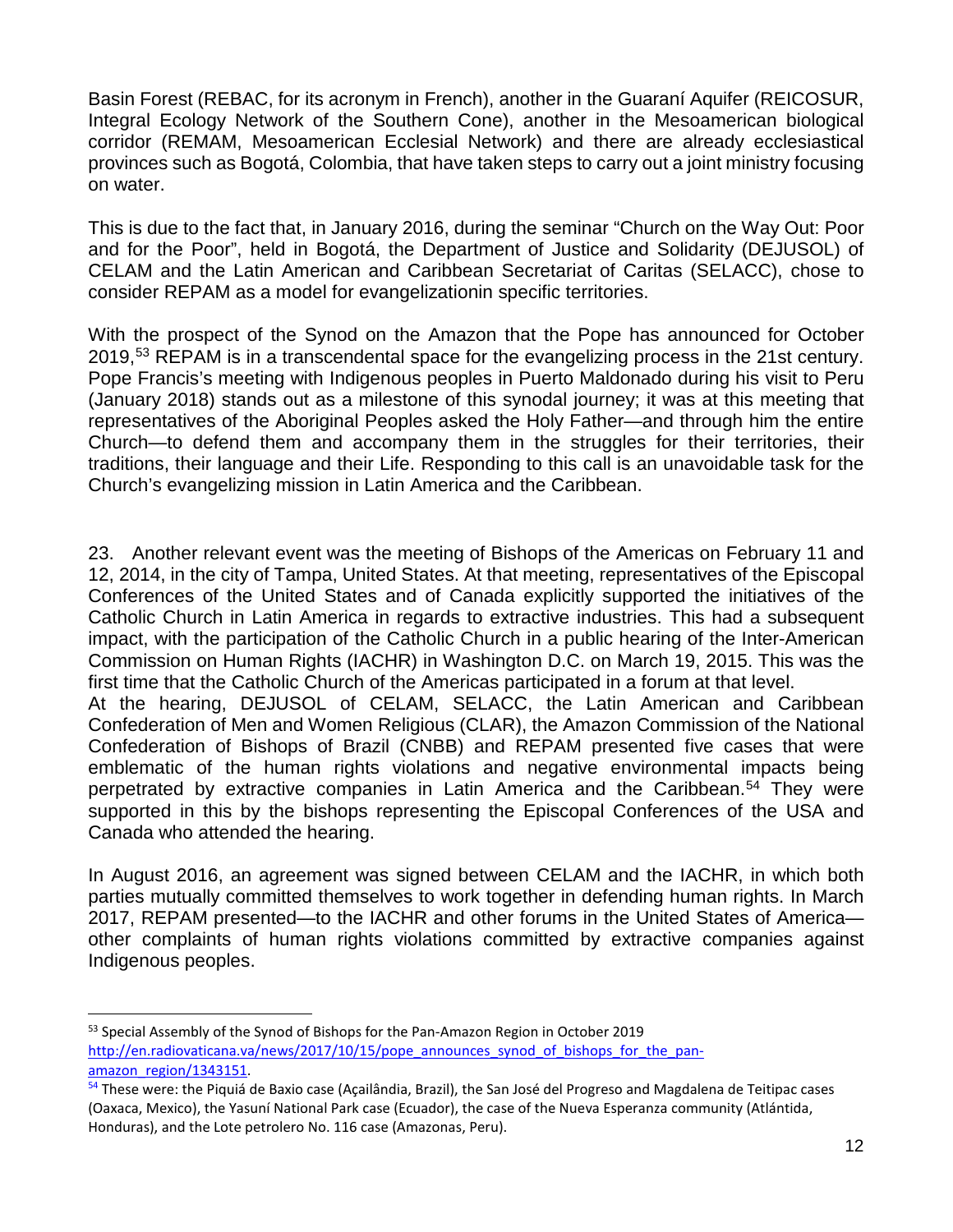Basin Forest (REBAC, for its acronym in French), another in the Guaraní Aquifer (REICOSUR, Integral Ecology Network of the Southern Cone), another in the Mesoamerican biological corridor (REMAM, Mesoamerican Ecclesial Network) and there are already ecclesiastical provinces such as Bogotá, Colombia, that have taken steps to carry out a joint ministry focusing on water.

This is due to the fact that, in January 2016, during the seminar "Church on the Way Out: Poor and for the Poor", held in Bogotá, the Department of Justice and Solidarity (DEJUSOL) of CELAM and the Latin American and Caribbean Secretariat of Caritas (SELACC), chose to consider REPAM as a model for evangelizationin specific territories.

With the prospect of the Synod on the Amazon that the Pope has announced for October 2019,[53] REPAM is in a transcendental space for the evangelizing process in the 21st century. Pope Francis's meeting with Indigenous peoples in Puerto Maldonado during his visit to Peru (January 2018) stands out as a milestone of this synodal journey; it was at this meeting that representatives of the Aboriginal Peoples asked the Holy Father—and through him the entire Church—to defend them and accompany them in the struggles for their territories, their traditions, their language and their Life. Responding to this call is an unavoidable task for the Church's evangelizing mission in Latin America and the Caribbean.

23. Another relevant event was the meeting of Bishops of the Americas on February 11 and 12, 2014, in the city of Tampa, United States. At that meeting, representatives of the Episcopal Conferences of the United States and of Canada explicitly supported the initiatives of the Catholic Church in Latin America in regards to extractive industries. This had a subsequent impact, with the participation of the Catholic Church in a public hearing of the Inter-American Commission on Human Rights (IACHR) in Washington D.C. on March 19, 2015. This was the first time that the Catholic Church of the Americas participated in a forum at that level.
At the hearing, DEJUSOL of CELAM, SELACC, the Latin American and Caribbean Confederation of Men and Women Religious (CLAR), the Amazon Commission of the National Confederation of Bishops of Brazil (CNBB) and REPAM presented five cases that were emblematic of the human rights violations and negative environmental impacts being perpetrated by extractive companies in Latin America and the Caribbean.[54] They were supported in this by the bishops representing the Episcopal Conferences of the USA and Canada who attended the hearing.

In August 2016, an agreement was signed between CELAM and the IACHR, in which both parties mutually committed themselves to work together in defending human rights. In March 2017, REPAM presented—to the IACHR and other forums in the United States of America—other complaints of human rights violations committed by extractive companies against Indigenous peoples.

---

[53] Special Assembly of the Synod of Bishops for the Pan-Amazon Region in October 2019 http://en.radiovaticana.va/news/2017/10/15/pope_announces_synod_of_bishops_for_the_pan-amazon_region/1343151.

[54] These were: the Piquiá de Baxio case (Açailândia, Brazil), the San José del Progreso and Magdalena de Teitipac cases (Oaxaca, Mexico), the Yasuní National Park case (Ecuador), the case of the Nueva Esperanza community (Atlántida, Honduras), and the Lote petrolero No. 116 case (Amazonas, Peru).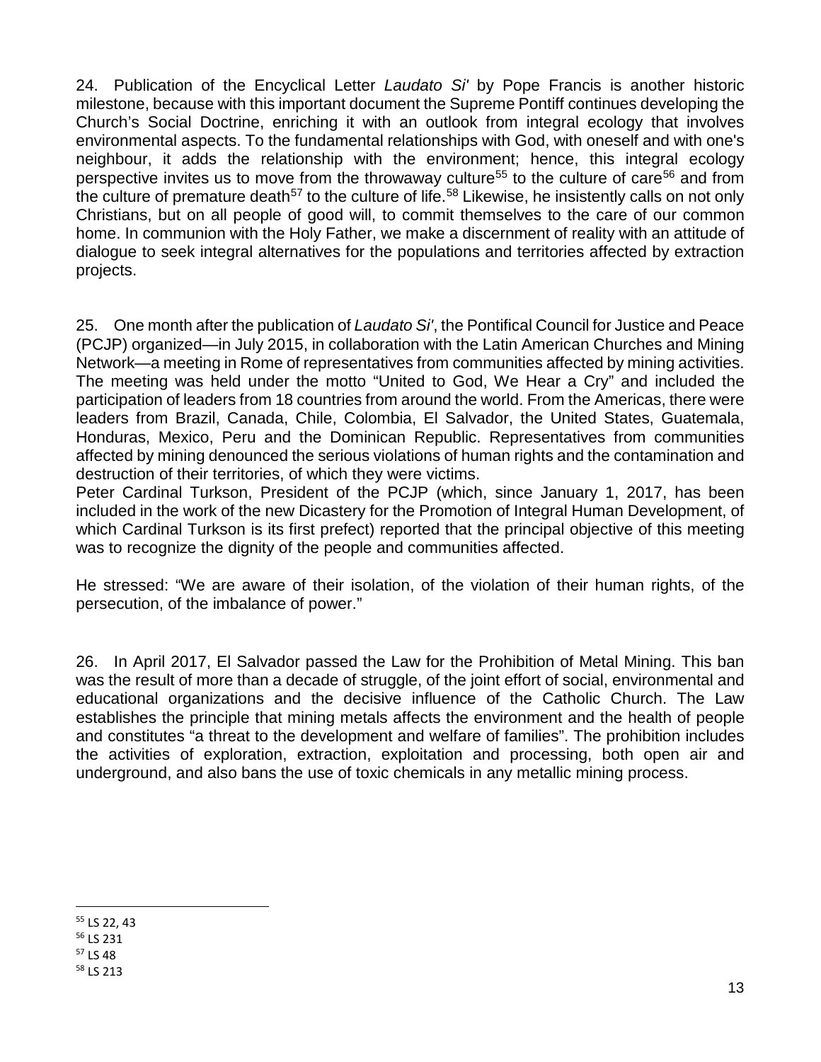24. Publication of the Encyclical Letter *Laudato Si'* by Pope Francis is another historic milestone, because with this important document the Supreme Pontiff continues developing the Church's Social Doctrine, enriching it with an outlook from integral ecology that involves environmental aspects. To the fundamental relationships with God, with oneself and with one's neighbour, it adds the relationship with the environment; hence, this integral ecology perspective invites us to move from the throwaway culture[55] to the culture of care[56] and from the culture of premature death[57] to the culture of life.[58] Likewise, he insistently calls on not only Christians, but on all people of good will, to commit themselves to the care of our common home. In communion with the Holy Father, we make a discernment of reality with an attitude of dialogue to seek integral alternatives for the populations and territories affected by extraction projects.

25. One month after the publication of *Laudato Si'*, the Pontifical Council for Justice and Peace (PCJP) organized—in July 2015, in collaboration with the Latin American Churches and Mining Network—a meeting in Rome of representatives from communities affected by mining activities. The meeting was held under the motto "United to God, We Hear a Cry" and included the participation of leaders from 18 countries from around the world. From the Americas, there were leaders from Brazil, Canada, Chile, Colombia, El Salvador, the United States, Guatemala, Honduras, Mexico, Peru and the Dominican Republic. Representatives from communities affected by mining denounced the serious violations of human rights and the contamination and destruction of their territories, of which they were victims.
Peter Cardinal Turkson, President of the PCJP (which, since January 1, 2017, has been included in the work of the new Dicastery for the Promotion of Integral Human Development, of which Cardinal Turkson is its first prefect) reported that the principal objective of this meeting was to recognize the dignity of the people and communities affected.

He stressed: "We are aware of their isolation, of the violation of their human rights, of the persecution, of the imbalance of power."

26. In April 2017, El Salvador passed the Law for the Prohibition of Metal Mining. This ban was the result of more than a decade of struggle, of the joint effort of social, environmental and educational organizations and the decisive influence of the Catholic Church. The Law establishes the principle that mining metals affects the environment and the health of people and constitutes "a threat to the development and welfare of families". The prohibition includes the activities of exploration, extraction, exploitation and processing, both open air and underground, and also bans the use of toxic chemicals in any metallic mining process.

---

[55] LS 22, 43
[56] LS 231
[57] LS 48
[58] LS 213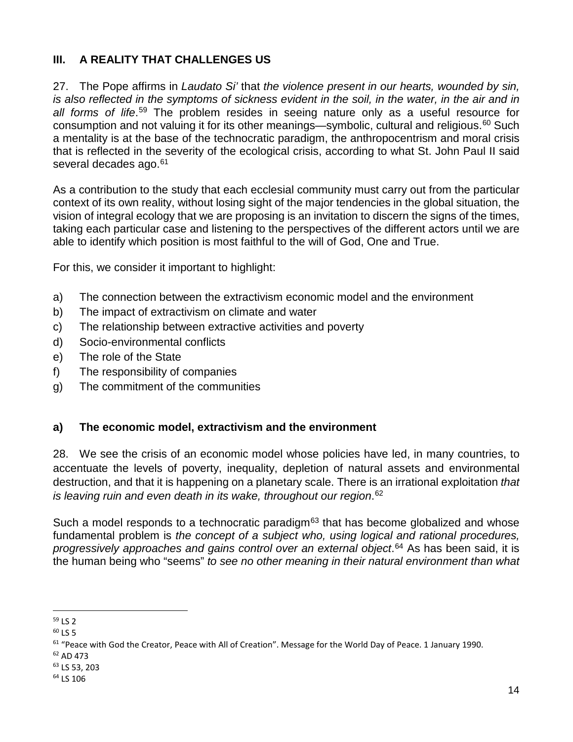## III. A REALITY THAT CHALLENGES US

27. The Pope affirms in *Laudato Si'* that *the violence present in our hearts, wounded by sin, is also reflected in the symptoms of sickness evident in the soil, in the water, in the air and in all forms of life*.[59] The problem resides in seeing nature only as a useful resource for consumption and not valuing it for its other meanings—symbolic, cultural and religious.[60] Such a mentality is at the base of the technocratic paradigm, the anthropocentrism and moral crisis that is reflected in the severity of the ecological crisis, according to what St. John Paul II said several decades ago.[61]

As a contribution to the study that each ecclesial community must carry out from the particular context of its own reality, without losing sight of the major tendencies in the global situation, the vision of integral ecology that we are proposing is an invitation to discern the signs of the times, taking each particular case and listening to the perspectives of the different actors until we are able to identify which position is most faithful to the will of God, One and True.

For this, we consider it important to highlight:

a) The connection between the extractivism economic model and the environment
b) The impact of extractivism on climate and water
c) The relationship between extractive activities and poverty
d) Socio-environmental conflicts
e) The role of the State
f) The responsibility of companies
g) The commitment of the communities

### a) The economic model, extractivism and the environment

28. We see the crisis of an economic model whose policies have led, in many countries, to accentuate the levels of poverty, inequality, depletion of natural assets and environmental destruction, and that it is happening on a planetary scale. There is an irrational exploitation *that is leaving ruin and even death in its wake, throughout our region*.[62]

Such a model responds to a technocratic paradigm[63] that has become globalized and whose fundamental problem is *the concept of a subject who, using logical and rational procedures, progressively approaches and gains control over an external object*.[64] As has been said, it is the human being who "seems" *to see no other meaning in their natural environment than what*

---

[59] LS 2
[60] LS 5
[61] "Peace with God the Creator, Peace with All of Creation". Message for the World Day of Peace. 1 January 1990.
[62] AD 473
[63] LS 53, 203
[64] LS 106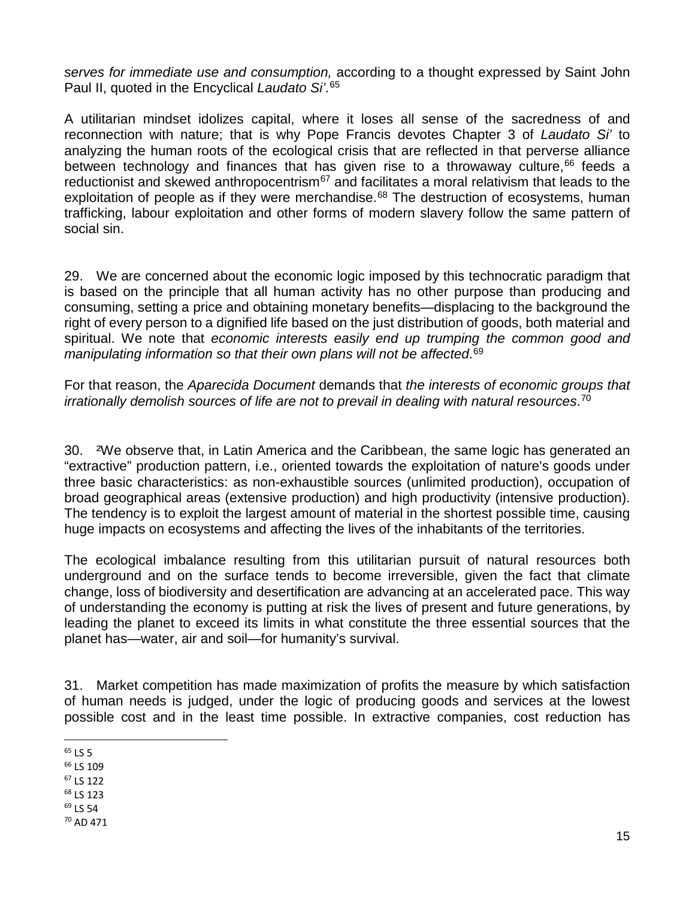*serves for immediate use and consumption,* according to a thought expressed by Saint John Paul II, quoted in the Encyclical *Laudato Si'*.[65]

A utilitarian mindset idolizes capital, where it loses all sense of the sacredness of and reconnection with nature; that is why Pope Francis devotes Chapter 3 of *Laudato Si'* to analyzing the human roots of the ecological crisis that are reflected in that perverse alliance between technology and finances that has given rise to a throwaway culture,[66] feeds a reductionist and skewed anthropocentrism[67] and facilitates a moral relativism that leads to the exploitation of people as if they were merchandise.[68] The destruction of ecosystems, human trafficking, labour exploitation and other forms of modern slavery follow the same pattern of social sin.

29. We are concerned about the economic logic imposed by this technocratic paradigm that is based on the principle that all human activity has no other purpose than producing and consuming, setting a price and obtaining monetary benefits—displacing to the background the right of every person to a dignified life based on the just distribution of goods, both material and spiritual. We note that *economic interests easily end up trumping the common good and manipulating information so that their own plans will not be affected*.[69]

For that reason, the *Aparecida Document* demands that *the interests of economic groups that irrationally demolish sources of life are not to prevail in dealing with natural resources*.[70]

30. ²We observe that, in Latin America and the Caribbean, the same logic has generated an "extractive" production pattern, i.e., oriented towards the exploitation of nature's goods under three basic characteristics: as non-exhaustible sources (unlimited production), occupation of broad geographical areas (extensive production) and high productivity (intensive production). The tendency is to exploit the largest amount of material in the shortest possible time, causing huge impacts on ecosystems and affecting the lives of the inhabitants of the territories.

The ecological imbalance resulting from this utilitarian pursuit of natural resources both underground and on the surface tends to become irreversible, given the fact that climate change, loss of biodiversity and desertification are advancing at an accelerated pace. This way of understanding the economy is putting at risk the lives of present and future generations, by leading the planet to exceed its limits in what constitute the three essential sources that the planet has—water, air and soil—for humanity's survival.

31. Market competition has made maximization of profits the measure by which satisfaction of human needs is judged, under the logic of producing goods and services at the lowest possible cost and in the least time possible. In extractive companies, cost reduction has

---

[65] LS 5
[66] LS 109
[67] LS 122
[68] LS 123
[69] LS 54
[70] AD 471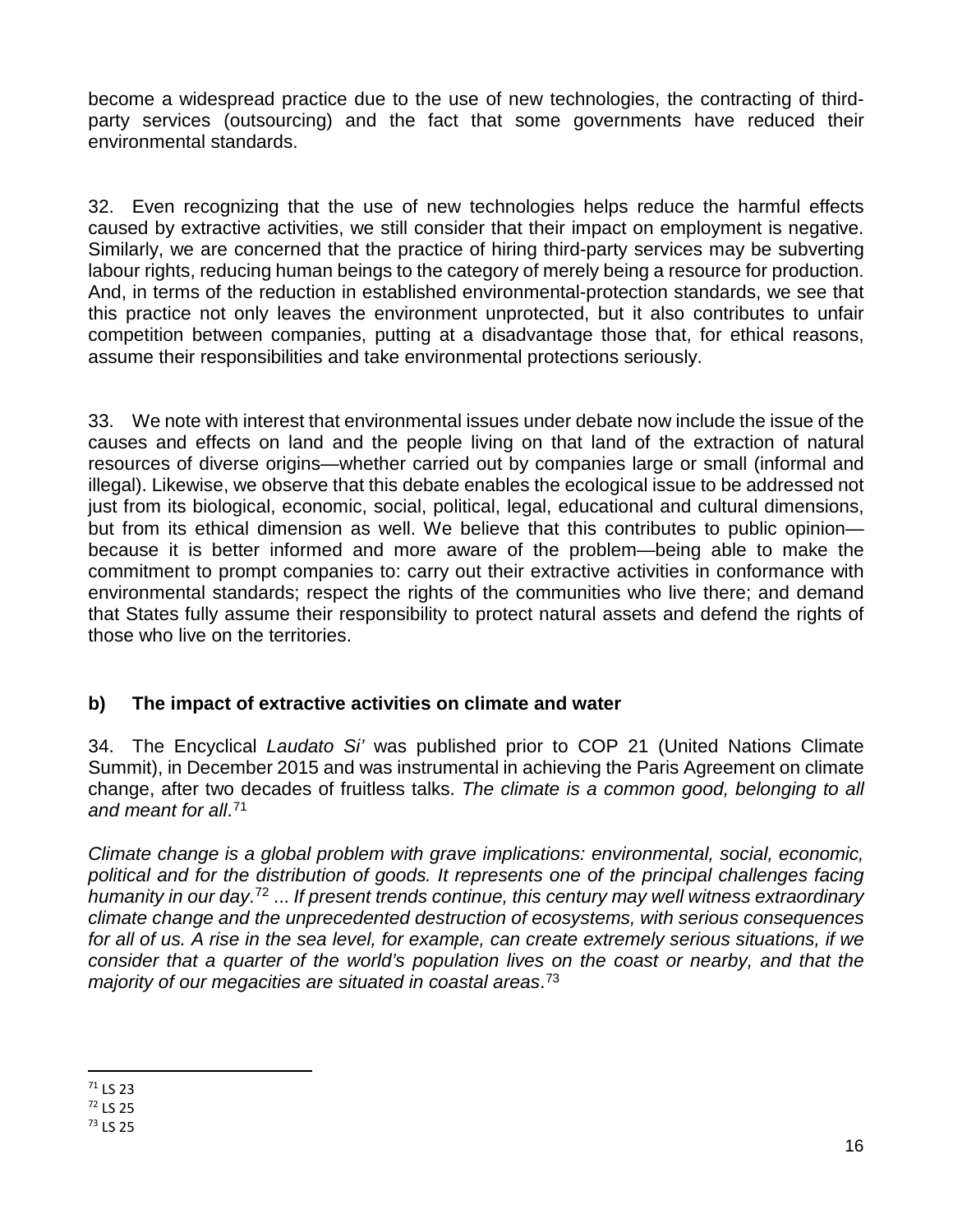become a widespread practice due to the use of new technologies, the contracting of third-party services (outsourcing) and the fact that some governments have reduced their environmental standards.

32. Even recognizing that the use of new technologies helps reduce the harmful effects caused by extractive activities, we still consider that their impact on employment is negative. Similarly, we are concerned that the practice of hiring third-party services may be subverting labour rights, reducing human beings to the category of merely being a resource for production. And, in terms of the reduction in established environmental-protection standards, we see that this practice not only leaves the environment unprotected, but it also contributes to unfair competition between companies, putting at a disadvantage those that, for ethical reasons, assume their responsibilities and take environmental protections seriously.

33. We note with interest that environmental issues under debate now include the issue of the causes and effects on land and the people living on that land of the extraction of natural resources of diverse origins—whether carried out by companies large or small (informal and illegal). Likewise, we observe that this debate enables the ecological issue to be addressed not just from its biological, economic, social, political, legal, educational and cultural dimensions, but from its ethical dimension as well. We believe that this contributes to public opinion—because it is better informed and more aware of the problem—being able to make the commitment to prompt companies to: carry out their extractive activities in conformance with environmental standards; respect the rights of the communities who live there; and demand that States fully assume their responsibility to protect natural assets and defend the rights of those who live on the territories.

### b) The impact of extractive activities on climate and water

34. The Encyclical *Laudato Si'* was published prior to COP 21 (United Nations Climate Summit), in December 2015 and was instrumental in achieving the Paris Agreement on climate change, after two decades of fruitless talks. *The climate is a common good, belonging to all and meant for all*.[71]

*Climate change is a global problem with grave implications: environmental, social, economic, political and for the distribution of goods. It represents one of the principal challenges facing humanity in our day*.[72] ... *If present trends continue, this century may well witness extraordinary climate change and the unprecedented destruction of ecosystems, with serious consequences for all of us. A rise in the sea level, for example, can create extremely serious situations, if we consider that a quarter of the world's population lives on the coast or nearby, and that the majority of our megacities are situated in coastal areas*.[73]

---

[71] LS 23

[72] LS 25

[73] LS 25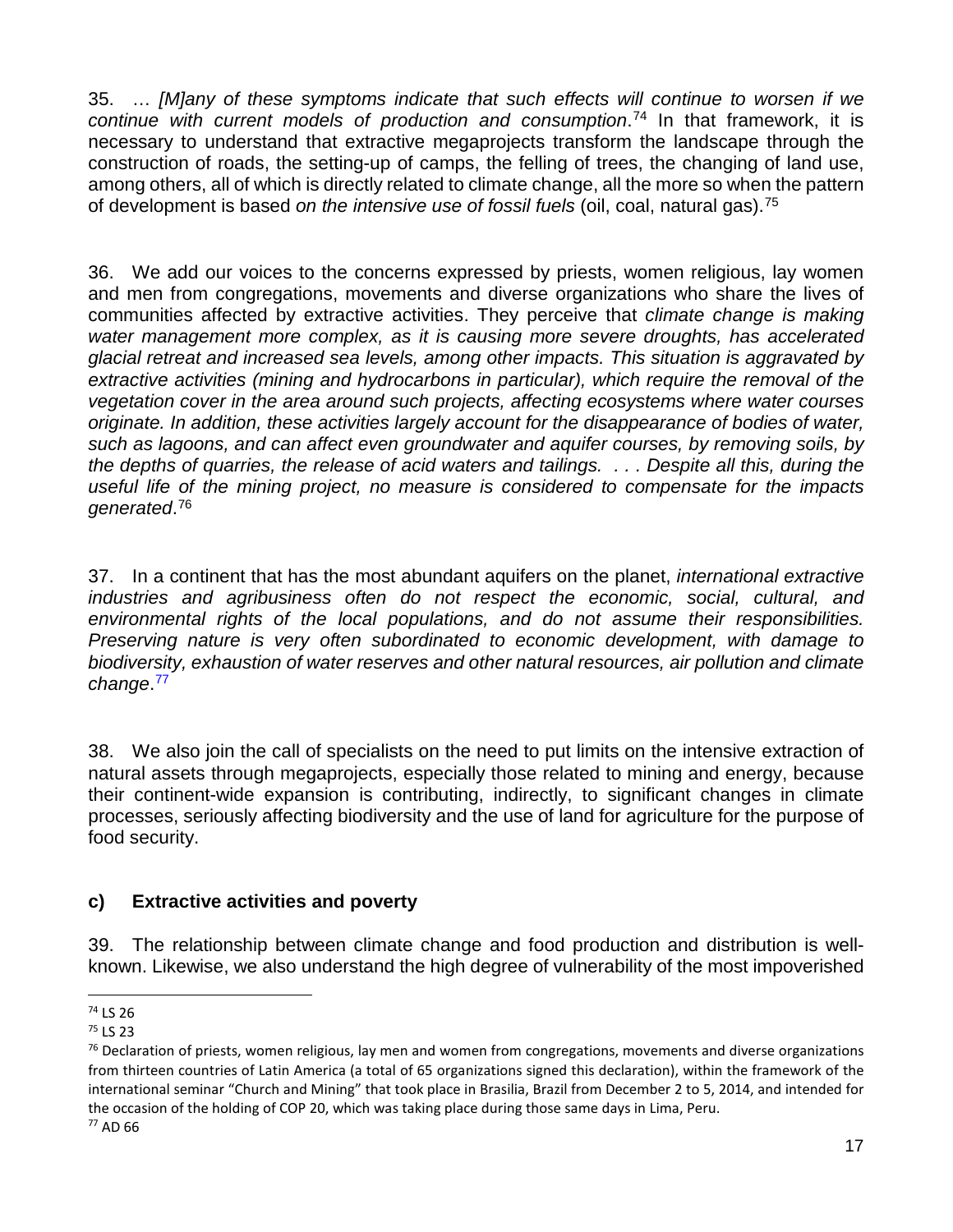35. … *[M]any of these symptoms indicate that such effects will continue to worsen if we continue with current models of production and consumption*.[74] In that framework, it is necessary to understand that extractive megaprojects transform the landscape through the construction of roads, the setting-up of camps, the felling of trees, the changing of land use, among others, all of which is directly related to climate change, all the more so when the pattern of development is based *on the intensive use of fossil fuels* (oil, coal, natural gas).[75]

36. We add our voices to the concerns expressed by priests, women religious, lay women and men from congregations, movements and diverse organizations who share the lives of communities affected by extractive activities. They perceive that *climate change is making water management more complex, as it is causing more severe droughts, has accelerated glacial retreat and increased sea levels, among other impacts. This situation is aggravated by extractive activities (mining and hydrocarbons in particular), which require the removal of the vegetation cover in the area around such projects, affecting ecosystems where water courses originate. In addition, these activities largely account for the disappearance of bodies of water, such as lagoons, and can affect even groundwater and aquifer courses, by removing soils, by the depths of quarries, the release of acid waters and tailings. . . . Despite all this, during the useful life of the mining project, no measure is considered to compensate for the impacts generated*.[76]

37. In a continent that has the most abundant aquifers on the planet, *international extractive industries and agribusiness often do not respect the economic, social, cultural, and environmental rights of the local populations, and do not assume their responsibilities. Preserving nature is very often subordinated to economic development, with damage to biodiversity, exhaustion of water reserves and other natural resources, air pollution and climate change*.[77]

38. We also join the call of specialists on the need to put limits on the intensive extraction of natural assets through megaprojects, especially those related to mining and energy, because their continent-wide expansion is contributing, indirectly, to significant changes in climate processes, seriously affecting biodiversity and the use of land for agriculture for the purpose of food security.

### c) Extractive activities and poverty

39. The relationship between climate change and food production and distribution is well-known. Likewise, we also understand the high degree of vulnerability of the most impoverished

---

[74] LS 26

[75] LS 23

[76] Declaration of priests, women religious, lay men and women from congregations, movements and diverse organizations from thirteen countries of Latin America (a total of 65 organizations signed this declaration), within the framework of the international seminar "Church and Mining" that took place in Brasilia, Brazil from December 2 to 5, 2014, and intended for the occasion of the holding of COP 20, which was taking place during those same days in Lima, Peru.

[77] AD 66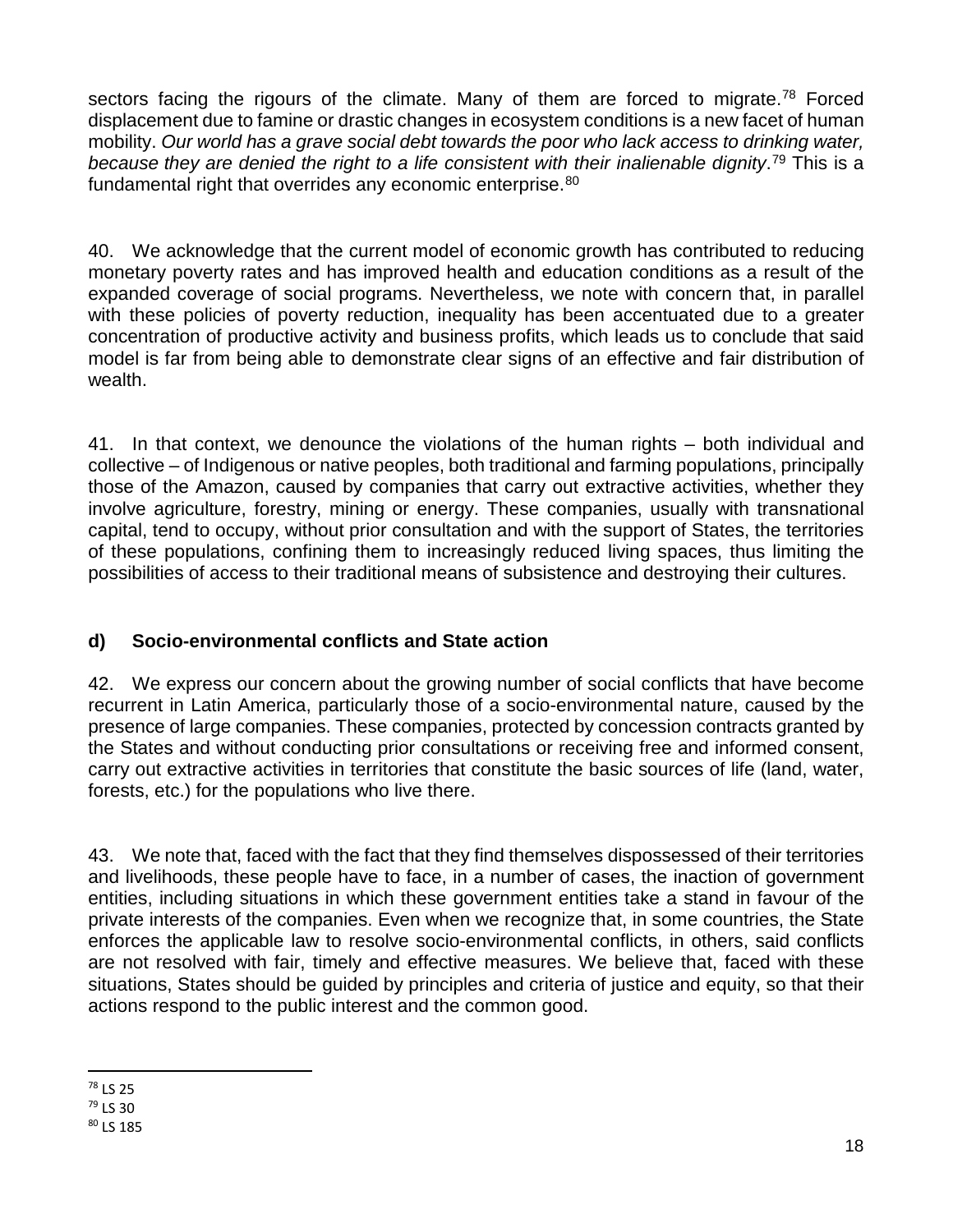sectors facing the rigours of the climate. Many of them are forced to migrate.[78] Forced displacement due to famine or drastic changes in ecosystem conditions is a new facet of human mobility. *Our world has a grave social debt towards the poor who lack access to drinking water, because they are denied the right to a life consistent with their inalienable dignity*.[79] This is a fundamental right that overrides any economic enterprise.[80]

40. We acknowledge that the current model of economic growth has contributed to reducing monetary poverty rates and has improved health and education conditions as a result of the expanded coverage of social programs. Nevertheless, we note with concern that, in parallel with these policies of poverty reduction, inequality has been accentuated due to a greater concentration of productive activity and business profits, which leads us to conclude that said model is far from being able to demonstrate clear signs of an effective and fair distribution of wealth.

41. In that context, we denounce the violations of the human rights – both individual and collective – of Indigenous or native peoples, both traditional and farming populations, principally those of the Amazon, caused by companies that carry out extractive activities, whether they involve agriculture, forestry, mining or energy. These companies, usually with transnational capital, tend to occupy, without prior consultation and with the support of States, the territories of these populations, confining them to increasingly reduced living spaces, thus limiting the possibilities of access to their traditional means of subsistence and destroying their cultures.

### d) Socio-environmental conflicts and State action

42. We express our concern about the growing number of social conflicts that have become recurrent in Latin America, particularly those of a socio-environmental nature, caused by the presence of large companies. These companies, protected by concession contracts granted by the States and without conducting prior consultations or receiving free and informed consent, carry out extractive activities in territories that constitute the basic sources of life (land, water, forests, etc.) for the populations who live there.

43. We note that, faced with the fact that they find themselves dispossessed of their territories and livelihoods, these people have to face, in a number of cases, the inaction of government entities, including situations in which these government entities take a stand in favour of the private interests of the companies. Even when we recognize that, in some countries, the State enforces the applicable law to resolve socio-environmental conflicts, in others, said conflicts are not resolved with fair, timely and effective measures. We believe that, faced with these situations, States should be guided by principles and criteria of justice and equity, so that their actions respond to the public interest and the common good.

---

[78] LS 25

[79] LS 30

[80] LS 185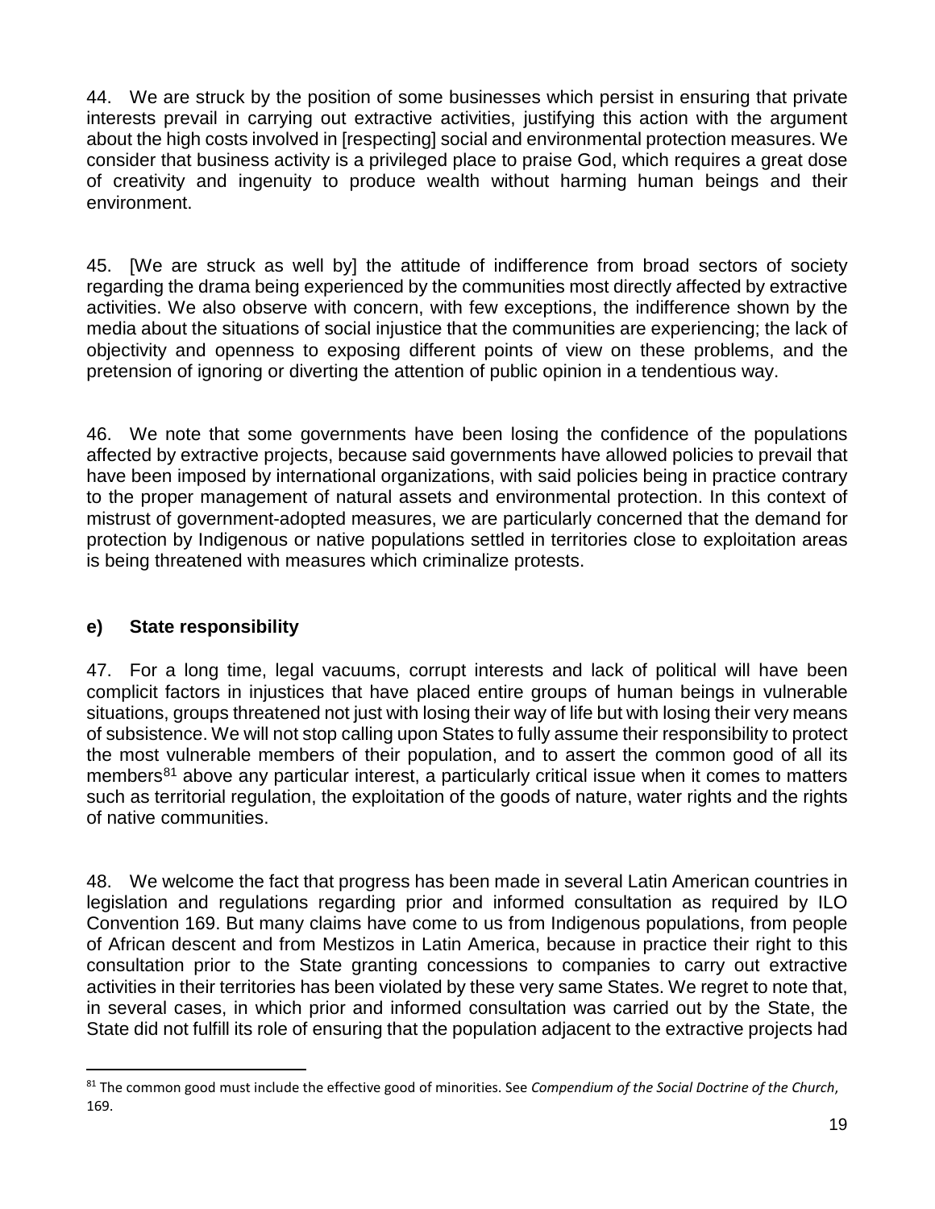44. We are struck by the position of some businesses which persist in ensuring that private interests prevail in carrying out extractive activities, justifying this action with the argument about the high costs involved in [respecting] social and environmental protection measures. We consider that business activity is a privileged place to praise God, which requires a great dose of creativity and ingenuity to produce wealth without harming human beings and their environment.

45. [We are struck as well by] the attitude of indifference from broad sectors of society regarding the drama being experienced by the communities most directly affected by extractive activities. We also observe with concern, with few exceptions, the indifference shown by the media about the situations of social injustice that the communities are experiencing; the lack of objectivity and openness to exposing different points of view on these problems, and the pretension of ignoring or diverting the attention of public opinion in a tendentious way.

46. We note that some governments have been losing the confidence of the populations affected by extractive projects, because said governments have allowed policies to prevail that have been imposed by international organizations, with said policies being in practice contrary to the proper management of natural assets and environmental protection. In this context of mistrust of government-adopted measures, we are particularly concerned that the demand for protection by Indigenous or native populations settled in territories close to exploitation areas is being threatened with measures which criminalize protests.

### e) State responsibility

47. For a long time, legal vacuums, corrupt interests and lack of political will have been complicit factors in injustices that have placed entire groups of human beings in vulnerable situations, groups threatened not just with losing their way of life but with losing their very means of subsistence. We will not stop calling upon States to fully assume their responsibility to protect the most vulnerable members of their population, and to assert the common good of all its members[81] above any particular interest, a particularly critical issue when it comes to matters such as territorial regulation, the exploitation of the goods of nature, water rights and the rights of native communities.

48. We welcome the fact that progress has been made in several Latin American countries in legislation and regulations regarding prior and informed consultation as required by ILO Convention 169. But many claims have come to us from Indigenous populations, from people of African descent and from Mestizos in Latin America, because in practice their right to this consultation prior to the State granting concessions to companies to carry out extractive activities in their territories has been violated by these very same States. We regret to note that, in several cases, in which prior and informed consultation was carried out by the State, the State did not fulfill its role of ensuring that the population adjacent to the extractive projects had

[81] The common good must include the effective good of minorities. See *Compendium of the Social Doctrine of the Church*, 169.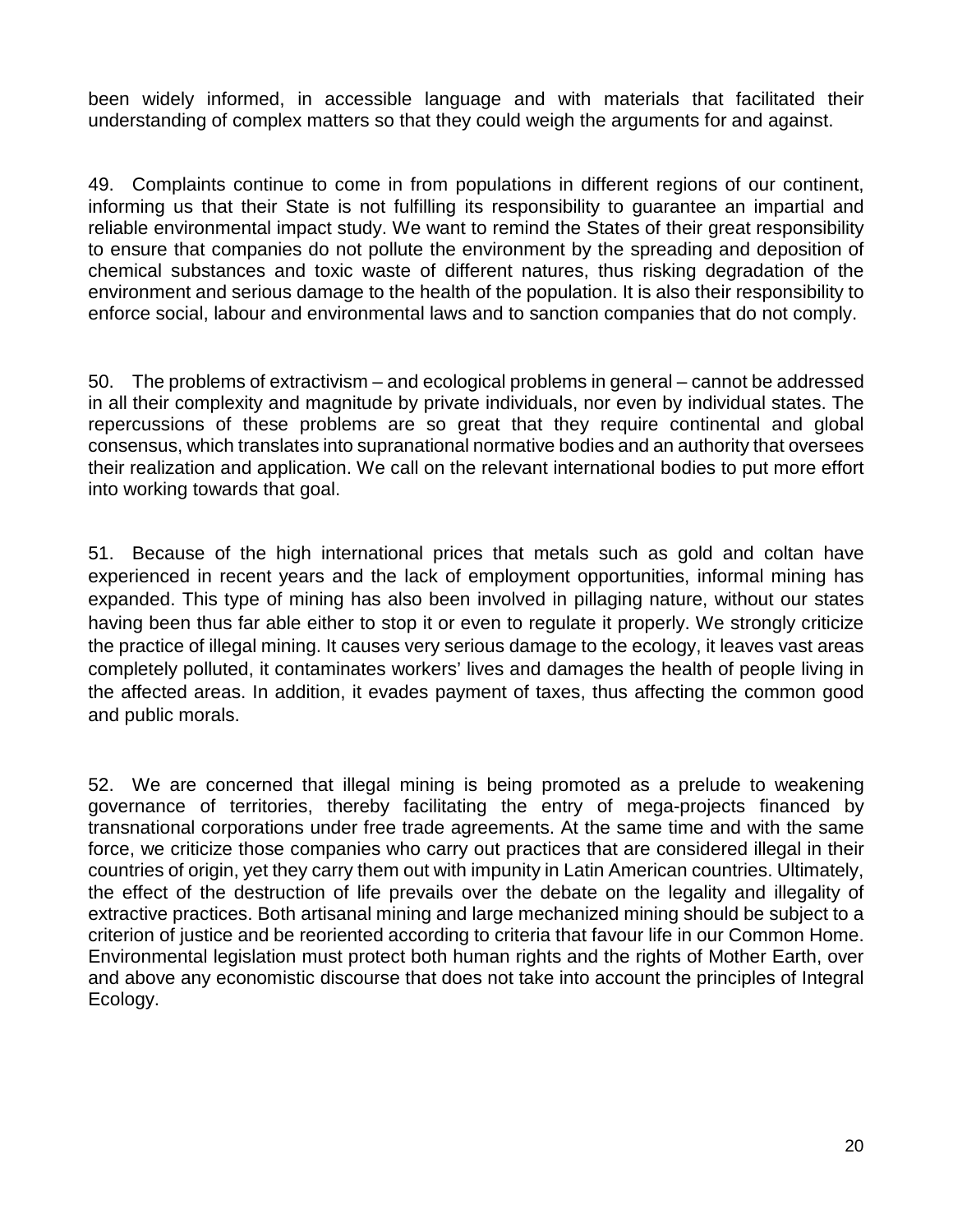been widely informed, in accessible language and with materials that facilitated their understanding of complex matters so that they could weigh the arguments for and against.

49. Complaints continue to come in from populations in different regions of our continent, informing us that their State is not fulfilling its responsibility to guarantee an impartial and reliable environmental impact study. We want to remind the States of their great responsibility to ensure that companies do not pollute the environment by the spreading and deposition of chemical substances and toxic waste of different natures, thus risking degradation of the environment and serious damage to the health of the population. It is also their responsibility to enforce social, labour and environmental laws and to sanction companies that do not comply.

50. The problems of extractivism – and ecological problems in general – cannot be addressed in all their complexity and magnitude by private individuals, nor even by individual states. The repercussions of these problems are so great that they require continental and global consensus, which translates into supranational normative bodies and an authority that oversees their realization and application. We call on the relevant international bodies to put more effort into working towards that goal.

51. Because of the high international prices that metals such as gold and coltan have experienced in recent years and the lack of employment opportunities, informal mining has expanded. This type of mining has also been involved in pillaging nature, without our states having been thus far able either to stop it or even to regulate it properly. We strongly criticize the practice of illegal mining. It causes very serious damage to the ecology, it leaves vast areas completely polluted, it contaminates workers' lives and damages the health of people living in the affected areas. In addition, it evades payment of taxes, thus affecting the common good and public morals.

52. We are concerned that illegal mining is being promoted as a prelude to weakening governance of territories, thereby facilitating the entry of mega-projects financed by transnational corporations under free trade agreements. At the same time and with the same force, we criticize those companies who carry out practices that are considered illegal in their countries of origin, yet they carry them out with impunity in Latin American countries. Ultimately, the effect of the destruction of life prevails over the debate on the legality and illegality of extractive practices. Both artisanal mining and large mechanized mining should be subject to a criterion of justice and be reoriented according to criteria that favour life in our Common Home. Environmental legislation must protect both human rights and the rights of Mother Earth, over and above any economistic discourse that does not take into account the principles of Integral Ecology.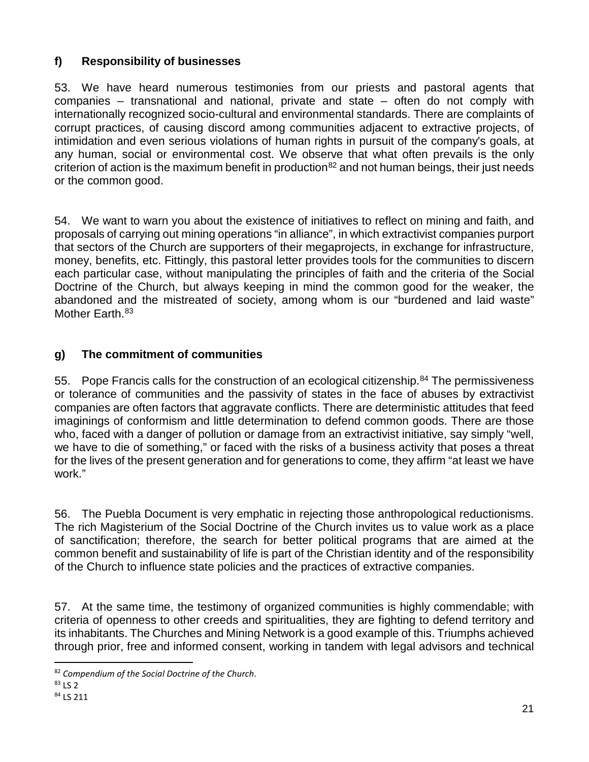### f) Responsibility of businesses

53. We have heard numerous testimonies from our priests and pastoral agents that companies – transnational and national, private and state – often do not comply with internationally recognized socio-cultural and environmental standards. There are complaints of corrupt practices, of causing discord among communities adjacent to extractive projects, of intimidation and even serious violations of human rights in pursuit of the company's goals, at any human, social or environmental cost. We observe that what often prevails is the only criterion of action is the maximum benefit in production[82] and not human beings, their just needs or the common good.

54. We want to warn you about the existence of initiatives to reflect on mining and faith, and proposals of carrying out mining operations "in alliance", in which extractivist companies purport that sectors of the Church are supporters of their megaprojects, in exchange for infrastructure, money, benefits, etc. Fittingly, this pastoral letter provides tools for the communities to discern each particular case, without manipulating the principles of faith and the criteria of the Social Doctrine of the Church, but always keeping in mind the common good for the weaker, the abandoned and the mistreated of society, among whom is our "burdened and laid waste" Mother Earth.[83]

### g) The commitment of communities

55. Pope Francis calls for the construction of an ecological citizenship.[84] The permissiveness or tolerance of communities and the passivity of states in the face of abuses by extractivist companies are often factors that aggravate conflicts. There are deterministic attitudes that feed imaginings of conformism and little determination to defend common goods. There are those who, faced with a danger of pollution or damage from an extractivist initiative, say simply "well, we have to die of something," or faced with the risks of a business activity that poses a threat for the lives of the present generation and for generations to come, they affirm "at least we have work."

56. The Puebla Document is very emphatic in rejecting those anthropological reductionisms. The rich Magisterium of the Social Doctrine of the Church invites us to value work as a place of sanctification; therefore, the search for better political programs that are aimed at the common benefit and sustainability of life is part of the Christian identity and of the responsibility of the Church to influence state policies and the practices of extractive companies.

57. At the same time, the testimony of organized communities is highly commendable; with criteria of openness to other creeds and spiritualities, they are fighting to defend territory and its inhabitants. The Churches and Mining Network is a good example of this. Triumphs achieved through prior, free and informed consent, working in tandem with legal advisors and technical

---

[82] *Compendium of the Social Doctrine of the Church*.

[83] LS 2

[84] LS 211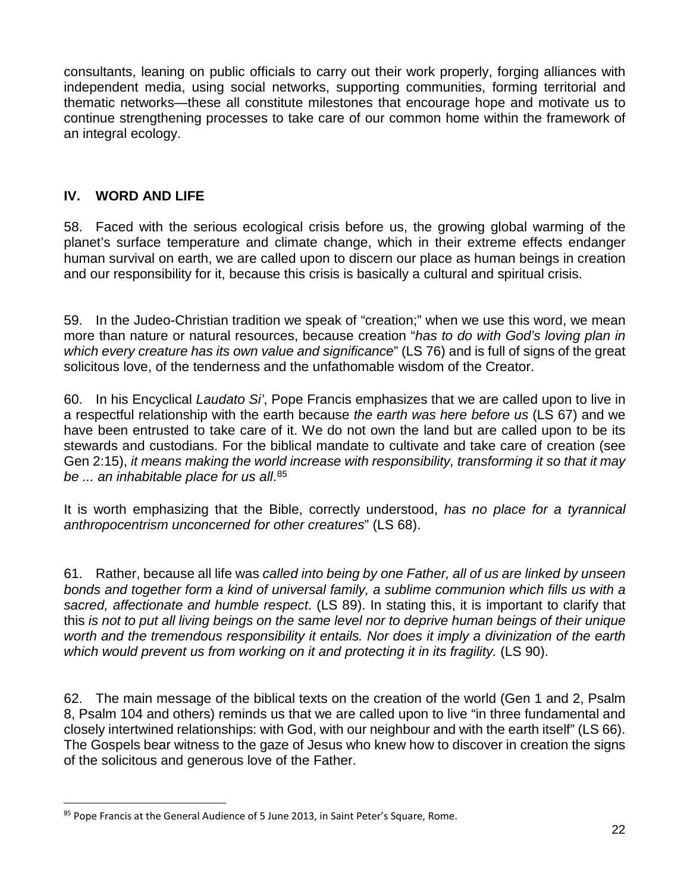consultants, leaning on public officials to carry out their work properly, forging alliances with independent media, using social networks, supporting communities, forming territorial and thematic networks—these all constitute milestones that encourage hope and motivate us to continue strengthening processes to take care of our common home within the framework of an integral ecology.

## IV. WORD AND LIFE

58. Faced with the serious ecological crisis before us, the growing global warming of the planet's surface temperature and climate change, which in their extreme effects endanger human survival on earth, we are called upon to discern our place as human beings in creation and our responsibility for it, because this crisis is basically a cultural and spiritual crisis.

59. In the Judeo-Christian tradition we speak of "creation;" when we use this word, we mean more than nature or natural resources, because creation "*has to do with God's loving plan in which every creature has its own value and significance*" (LS 76) and is full of signs of the great solicitous love, of the tenderness and the unfathomable wisdom of the Creator.

60. In his Encyclical *Laudato Si'*, Pope Francis emphasizes that we are called upon to live in a respectful relationship with the earth because *the earth was here before us* (LS 67) and we have been entrusted to take care of it. We do not own the land but are called upon to be its stewards and custodians. For the biblical mandate to cultivate and take care of creation (see Gen 2:15), *it means making the world increase with responsibility, transforming it so that it may be ... an inhabitable place for us all*.[85]

It is worth emphasizing that the Bible, correctly understood, *has no place for a tyrannical anthropocentrism unconcerned for other creatures*" (LS 68).

61. Rather, because all life was *called into being by one Father, all of us are linked by unseen bonds and together form a kind of universal family, a sublime communion which fills us with a sacred, affectionate and humble respect*. (LS 89). In stating this, it is important to clarify that this *is not to put all living beings on the same level nor to deprive human beings of their unique worth and the tremendous responsibility it entails. Nor does it imply a divinization of the earth which would prevent us from working on it and protecting it in its fragility.* (LS 90).

62. The main message of the biblical texts on the creation of the world (Gen 1 and 2, Psalm 8, Psalm 104 and others) reminds us that we are called upon to live "in three fundamental and closely intertwined relationships: with God, with our neighbour and with the earth itself" (LS 66). The Gospels bear witness to the gaze of Jesus who knew how to discover in creation the signs of the solicitous and generous love of the Father.

---

[85] Pope Francis at the General Audience of 5 June 2013, in Saint Peter's Square, Rome.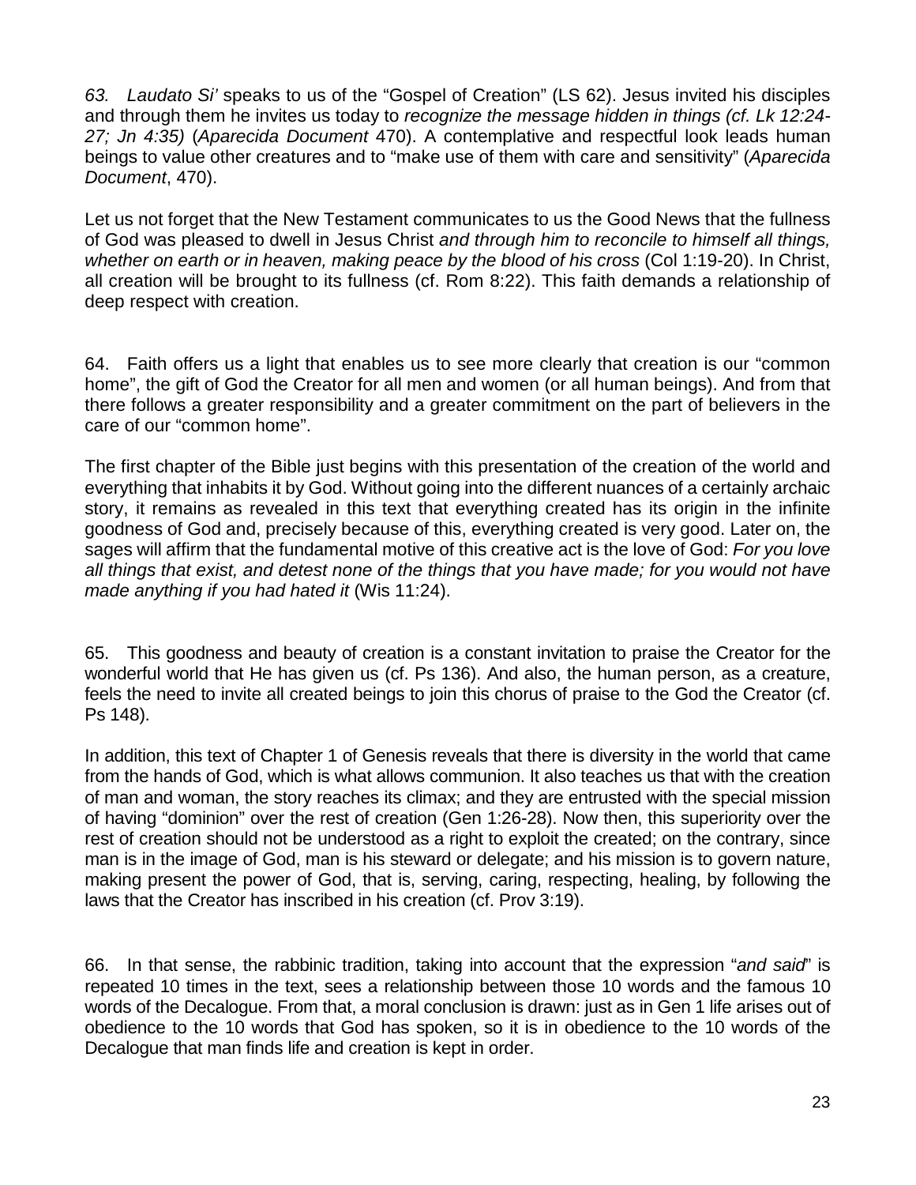*63. Laudato Si'* speaks to us of the "Gospel of Creation" (LS 62). Jesus invited his disciples and through them he invites us today to *recognize the message hidden in things (cf. Lk 12:24-27; Jn 4:35)* (*Aparecida Document* 470). A contemplative and respectful look leads human beings to value other creatures and to "make use of them with care and sensitivity" (*Aparecida Document*, 470).

Let us not forget that the New Testament communicates to us the Good News that the fullness of God was pleased to dwell in Jesus Christ *and through him to reconcile to himself all things, whether on earth or in heaven, making peace by the blood of his cross* (Col 1:19-20). In Christ, all creation will be brought to its fullness (cf. Rom 8:22). This faith demands a relationship of deep respect with creation.

64. Faith offers us a light that enables us to see more clearly that creation is our "common home", the gift of God the Creator for all men and women (or all human beings). And from that there follows a greater responsibility and a greater commitment on the part of believers in the care of our "common home".

The first chapter of the Bible just begins with this presentation of the creation of the world and everything that inhabits it by God. Without going into the different nuances of a certainly archaic story, it remains as revealed in this text that everything created has its origin in the infinite goodness of God and, precisely because of this, everything created is very good. Later on, the sages will affirm that the fundamental motive of this creative act is the love of God: *For you love all things that exist, and detest none of the things that you have made; for you would not have made anything if you had hated it* (Wis 11:24).

65. This goodness and beauty of creation is a constant invitation to praise the Creator for the wonderful world that He has given us (cf. Ps 136). And also, the human person, as a creature, feels the need to invite all created beings to join this chorus of praise to the God the Creator (cf. Ps 148).

In addition, this text of Chapter 1 of Genesis reveals that there is diversity in the world that came from the hands of God, which is what allows communion. It also teaches us that with the creation of man and woman, the story reaches its climax; and they are entrusted with the special mission of having "dominion" over the rest of creation (Gen 1:26-28). Now then, this superiority over the rest of creation should not be understood as a right to exploit the created; on the contrary, since man is in the image of God, man is his steward or delegate; and his mission is to govern nature, making present the power of God, that is, serving, caring, respecting, healing, by following the laws that the Creator has inscribed in his creation (cf. Prov 3:19).

66. In that sense, the rabbinic tradition, taking into account that the expression "*and said*" is repeated 10 times in the text, sees a relationship between those 10 words and the famous 10 words of the Decalogue. From that, a moral conclusion is drawn: just as in Gen 1 life arises out of obedience to the 10 words that God has spoken, so it is in obedience to the 10 words of the Decalogue that man finds life and creation is kept in order.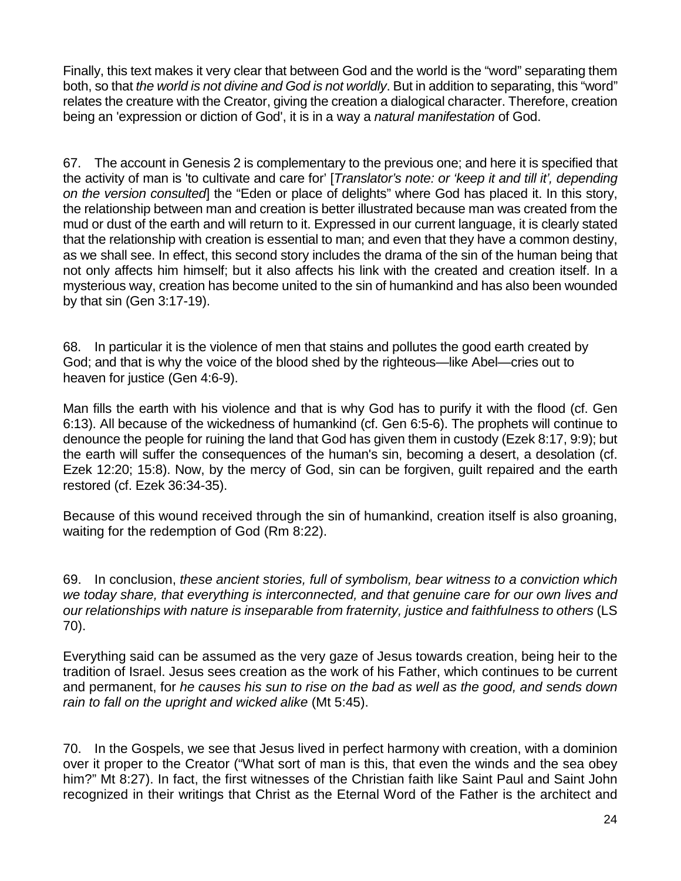Finally, this text makes it very clear that between God and the world is the “word” separating them both, so that *the world is not divine and God is not worldly*. But in addition to separating, this “word” relates the creature with the Creator, giving the creation a dialogical character. Therefore, creation being an 'expression or diction of God', it is in a way a *natural manifestation* of God.

67. The account in Genesis 2 is complementary to the previous one; and here it is specified that the activity of man is 'to cultivate and care for' [*Translator's note: or 'keep it and till it', depending on the version consulted*] the “Eden or place of delights” where God has placed it. In this story, the relationship between man and creation is better illustrated because man was created from the mud or dust of the earth and will return to it. Expressed in our current language, it is clearly stated that the relationship with creation is essential to man; and even that they have a common destiny, as we shall see. In effect, this second story includes the drama of the sin of the human being that not only affects him himself; but it also affects his link with the created and creation itself. In a mysterious way, creation has become united to the sin of humankind and has also been wounded by that sin (Gen 3:17-19).

68. In particular it is the violence of men that stains and pollutes the good earth created by God; and that is why the voice of the blood shed by the righteous—like Abel—cries out to heaven for justice (Gen 4:6-9).

Man fills the earth with his violence and that is why God has to purify it with the flood (cf. Gen 6:13). All because of the wickedness of humankind (cf. Gen 6:5-6). The prophets will continue to denounce the people for ruining the land that God has given them in custody (Ezek 8:17, 9:9); but the earth will suffer the consequences of the human's sin, becoming a desert, a desolation (cf. Ezek 12:20; 15:8). Now, by the mercy of God, sin can be forgiven, guilt repaired and the earth restored (cf. Ezek 36:34-35).

Because of this wound received through the sin of humankind, creation itself is also groaning, waiting for the redemption of God (Rm 8:22).

69. In conclusion, *these ancient stories, full of symbolism, bear witness to a conviction which we today share, that everything is interconnected, and that genuine care for our own lives and our relationships with nature is inseparable from fraternity, justice and faithfulness to others* (LS 70).

Everything said can be assumed as the very gaze of Jesus towards creation, being heir to the tradition of Israel. Jesus sees creation as the work of his Father, which continues to be current and permanent, for *he causes his sun to rise on the bad as well as the good, and sends down rain to fall on the upright and wicked alike* (Mt 5:45).

70. In the Gospels, we see that Jesus lived in perfect harmony with creation, with a dominion over it proper to the Creator (“What sort of man is this, that even the winds and the sea obey him?” Mt 8:27). In fact, the first witnesses of the Christian faith like Saint Paul and Saint John recognized in their writings that Christ as the Eternal Word of the Father is the architect and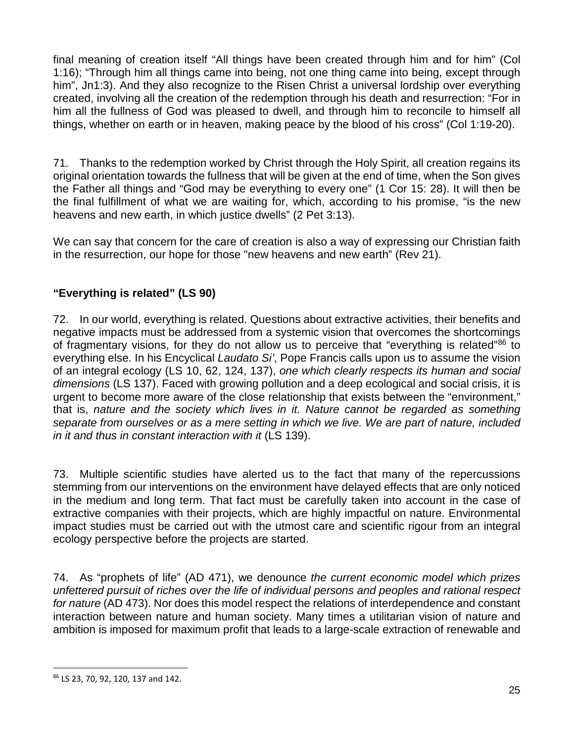final meaning of creation itself "All things have been created through him and for him" (Col 1:16); "Through him all things came into being, not one thing came into being, except through him", Jn1:3). And they also recognize to the Risen Christ a universal lordship over everything created, involving all the creation of the redemption through his death and resurrection: "For in him all the fullness of God was pleased to dwell, and through him to reconcile to himself all things, whether on earth or in heaven, making peace by the blood of his cross" (Col 1:19-20).

71. Thanks to the redemption worked by Christ through the Holy Spirit, all creation regains its original orientation towards the fullness that will be given at the end of time, when the Son gives the Father all things and "God may be everything to every one" (1 Cor 15: 28). It will then be the final fulfillment of what we are waiting for, which, according to his promise, "is the new heavens and new earth, in which justice dwells" (2 Pet 3:13).

We can say that concern for the care of creation is also a way of expressing our Christian faith in the resurrection, our hope for those "new heavens and new earth" (Rev 21).

**"Everything is related" (LS 90)**

72. In our world, everything is related. Questions about extractive activities, their benefits and negative impacts must be addressed from a systemic vision that overcomes the shortcomings of fragmentary visions, for they do not allow us to perceive that "everything is related"[86] to everything else. In his Encyclical *Laudato Si'*, Pope Francis calls upon us to assume the vision of an integral ecology (LS 10, 62, 124, 137), *one which clearly respects its human and social dimensions* (LS 137). Faced with growing pollution and a deep ecological and social crisis, it is urgent to become more aware of the close relationship that exists between the "environment," that is, *nature and the society which lives in it. Nature cannot be regarded as something separate from ourselves or as a mere setting in which we live. We are part of nature, included in it and thus in constant interaction with it* (LS 139).

73. Multiple scientific studies have alerted us to the fact that many of the repercussions stemming from our interventions on the environment have delayed effects that are only noticed in the medium and long term. That fact must be carefully taken into account in the case of extractive companies with their projects, which are highly impactful on nature. Environmental impact studies must be carried out with the utmost care and scientific rigour from an integral ecology perspective before the projects are started.

74. As "prophets of life" (AD 471), we denounce *the current economic model which prizes unfettered pursuit of riches over the life of individual persons and peoples and rational respect for nature* (AD 473). Nor does this model respect the relations of interdependence and constant interaction between nature and human society. Many times a utilitarian vision of nature and ambition is imposed for maximum profit that leads to a large-scale extraction of renewable and

[86] LS 23, 70, 92, 120, 137 and 142.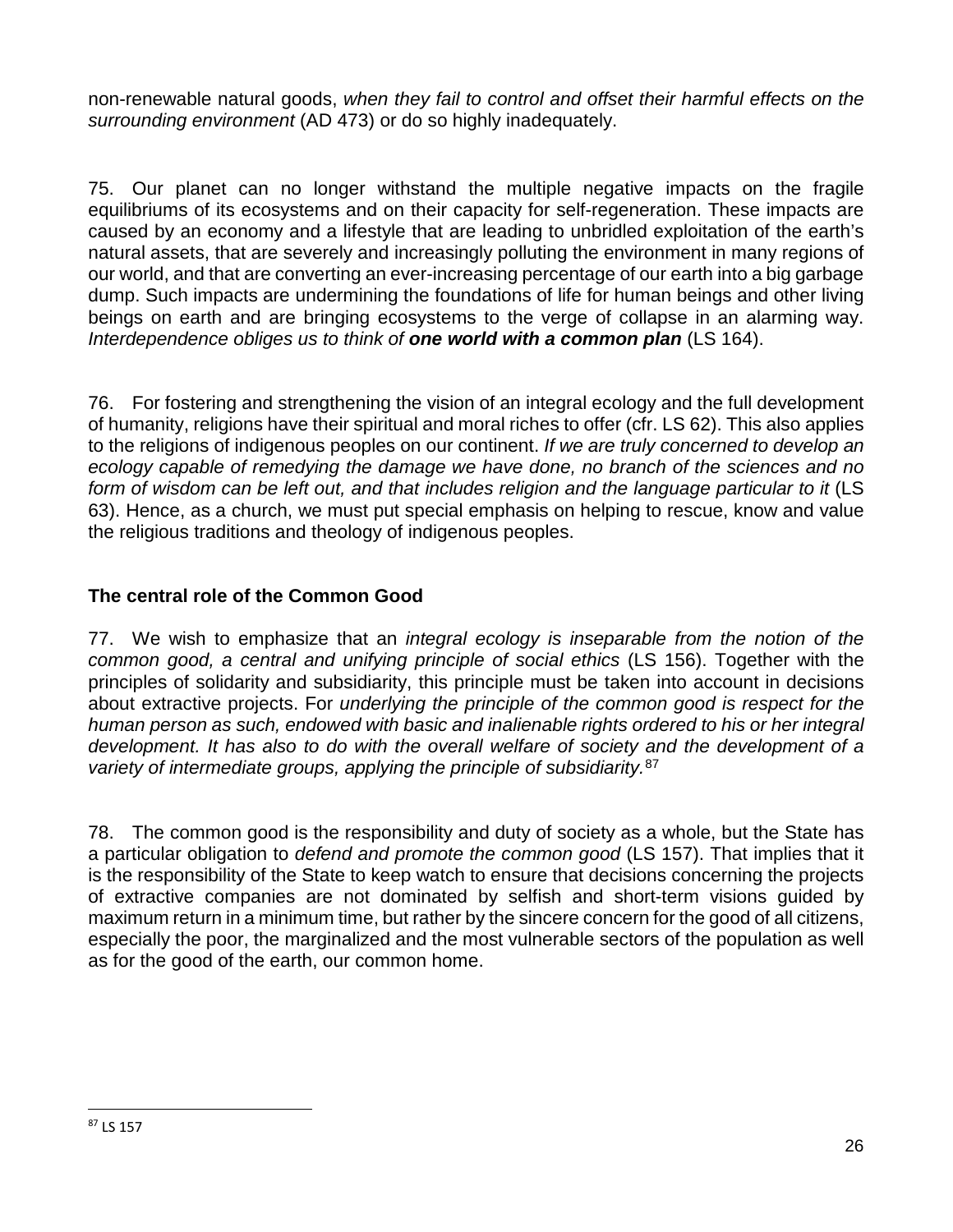non-renewable natural goods, *when they fail to control and offset their harmful effects on the surrounding environment* (AD 473) or do so highly inadequately.

75. Our planet can no longer withstand the multiple negative impacts on the fragile equilibriums of its ecosystems and on their capacity for self-regeneration. These impacts are caused by an economy and a lifestyle that are leading to unbridled exploitation of the earth's natural assets, that are severely and increasingly polluting the environment in many regions of our world, and that are converting an ever-increasing percentage of our earth into a big garbage dump. Such impacts are undermining the foundations of life for human beings and other living beings on earth and are bringing ecosystems to the verge of collapse in an alarming way. *Interdependence obliges us to think of* ***one world with a common plan*** (LS 164).

76. For fostering and strengthening the vision of an integral ecology and the full development of humanity, religions have their spiritual and moral riches to offer (cfr. LS 62). This also applies to the religions of indigenous peoples on our continent. *If we are truly concerned to develop an ecology capable of remedying the damage we have done, no branch of the sciences and no form of wisdom can be left out, and that includes religion and the language particular to it* (LS 63). Hence, as a church, we must put special emphasis on helping to rescue, know and value the religious traditions and theology of indigenous peoples.

### The central role of the Common Good

77. We wish to emphasize that an *integral ecology is inseparable from the notion of the common good, a central and unifying principle of social ethics* (LS 156). Together with the principles of solidarity and subsidiarity, this principle must be taken into account in decisions about extractive projects. For *underlying the principle of the common good is respect for the human person as such, endowed with basic and inalienable rights ordered to his or her integral development. It has also to do with the overall welfare of society and the development of a variety of intermediate groups, applying the principle of subsidiarity.*[87]

78. The common good is the responsibility and duty of society as a whole, but the State has a particular obligation to *defend and promote the common good* (LS 157). That implies that it is the responsibility of the State to keep watch to ensure that decisions concerning the projects of extractive companies are not dominated by selfish and short-term visions guided by maximum return in a minimum time, but rather by the sincere concern for the good of all citizens, especially the poor, the marginalized and the most vulnerable sectors of the population as well as for the good of the earth, our common home.

---

[87] LS 157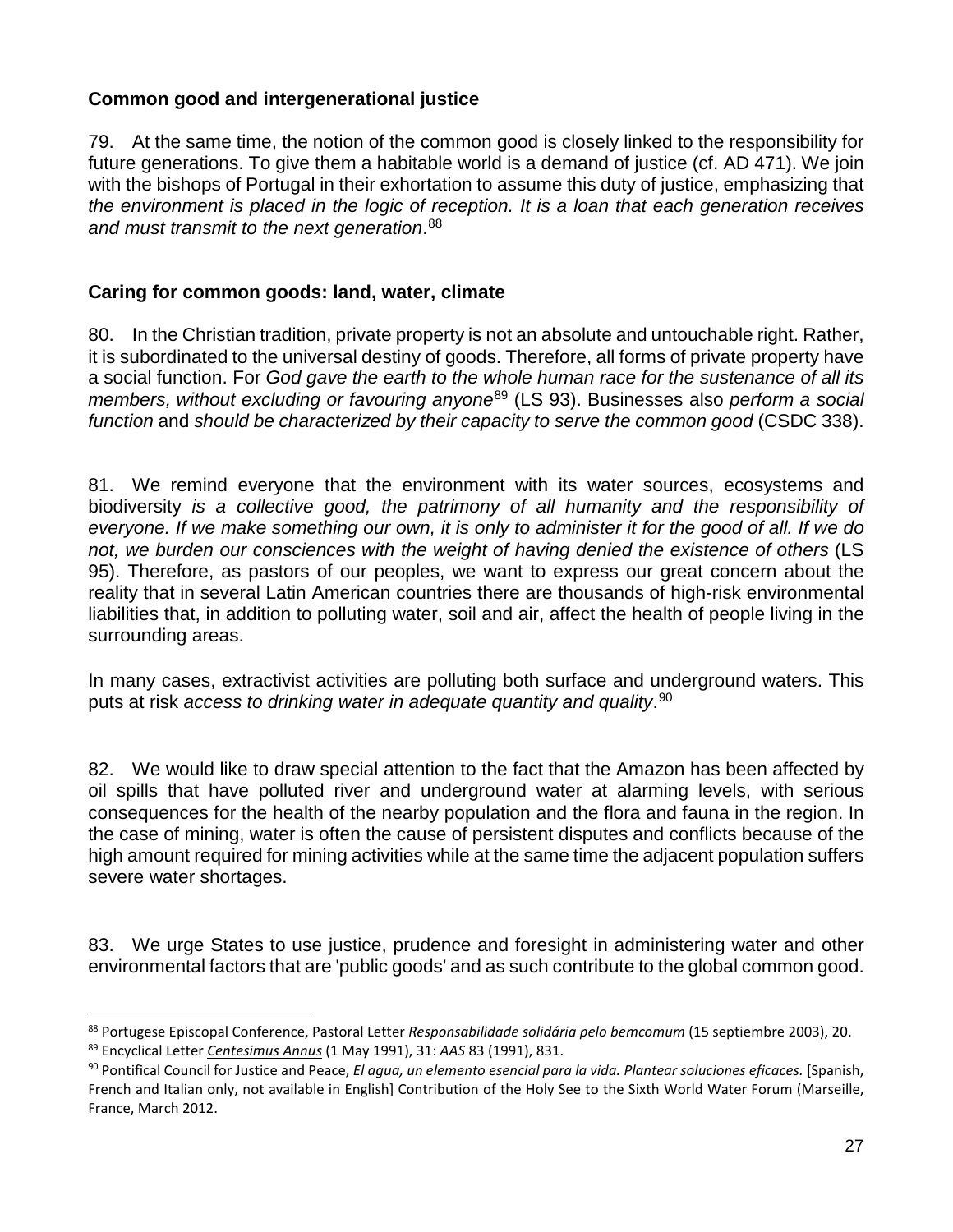### Common good and intergenerational justice

79. At the same time, the notion of the common good is closely linked to the responsibility for future generations. To give them a habitable world is a demand of justice (cf. AD 471). We join with the bishops of Portugal in their exhortation to assume this duty of justice, emphasizing that *the environment is placed in the logic of reception. It is a loan that each generation receives and must transmit to the next generation*.[88]

### Caring for common goods: land, water, climate

80. In the Christian tradition, private property is not an absolute and untouchable right. Rather, it is subordinated to the universal destiny of goods. Therefore, all forms of private property have a social function. For *God gave the earth to the whole human race for the sustenance of all its members, without excluding or favouring anyone*[89] (LS 93). Businesses also *perform a social function* and *should be characterized by their capacity to serve the common good* (CSDC 338).

81. We remind everyone that the environment with its water sources, ecosystems and biodiversity *is a collective good, the patrimony of all humanity and the responsibility of everyone. If we make something our own, it is only to administer it for the good of all. If we do not, we burden our consciences with the weight of having denied the existence of others* (LS 95). Therefore, as pastors of our peoples, we want to express our great concern about the reality that in several Latin American countries there are thousands of high-risk environmental liabilities that, in addition to polluting water, soil and air, affect the health of people living in the surrounding areas.

In many cases, extractivist activities are polluting both surface and underground waters. This puts at risk *access to drinking water in adequate quantity and quality*.[90]

82. We would like to draw special attention to the fact that the Amazon has been affected by oil spills that have polluted river and underground water at alarming levels, with serious consequences for the health of the nearby population and the flora and fauna in the region. In the case of mining, water is often the cause of persistent disputes and conflicts because of the high amount required for mining activities while at the same time the adjacent population suffers severe water shortages.

83. We urge States to use justice, prudence and foresight in administering water and other environmental factors that are 'public goods' and as such contribute to the global common good.

---

[88] Portugese Episcopal Conference, Pastoral Letter *Responsabilidade solidária pelo bemcomum* (15 septiembre 2003), 20.

[89] Encyclical Letter *Centesimus Annus* (1 May 1991), 31: *AAS* 83 (1991), 831.

[90] Pontifical Council for Justice and Peace, *El agua, un elemento esencial para la vida. Plantear soluciones eficaces.* [Spanish, French and Italian only, not available in English] Contribution of the Holy See to the Sixth World Water Forum (Marseille, France, March 2012.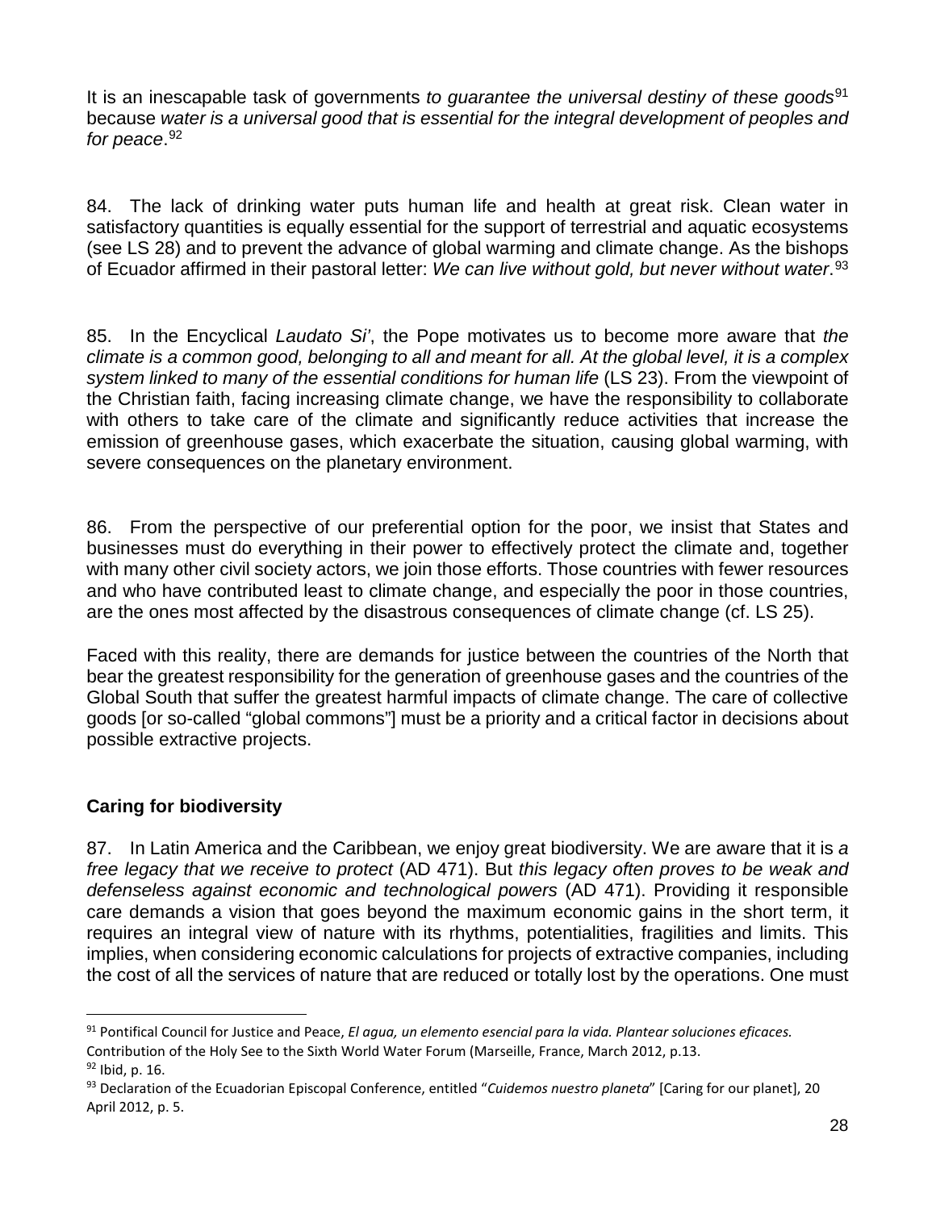It is an inescapable task of governments *to guarantee the universal destiny of these goods*[91] because *water is a universal good that is essential for the integral development of peoples and for peace*.[92]

84. The lack of drinking water puts human life and health at great risk. Clean water in satisfactory quantities is equally essential for the support of terrestrial and aquatic ecosystems (see LS 28) and to prevent the advance of global warming and climate change. As the bishops of Ecuador affirmed in their pastoral letter: *We can live without gold, but never without water*.[93]

85. In the Encyclical *Laudato Si'*, the Pope motivates us to become more aware that *the climate is a common good, belonging to all and meant for all. At the global level, it is a complex system linked to many of the essential conditions for human life* (LS 23). From the viewpoint of the Christian faith, facing increasing climate change, we have the responsibility to collaborate with others to take care of the climate and significantly reduce activities that increase the emission of greenhouse gases, which exacerbate the situation, causing global warming, with severe consequences on the planetary environment.

86. From the perspective of our preferential option for the poor, we insist that States and businesses must do everything in their power to effectively protect the climate and, together with many other civil society actors, we join those efforts. Those countries with fewer resources and who have contributed least to climate change, and especially the poor in those countries, are the ones most affected by the disastrous consequences of climate change (cf. LS 25).

Faced with this reality, there are demands for justice between the countries of the North that bear the greatest responsibility for the generation of greenhouse gases and the countries of the Global South that suffer the greatest harmful impacts of climate change. The care of collective goods [or so-called "global commons"] must be a priority and a critical factor in decisions about possible extractive projects.

### Caring for biodiversity

87. In Latin America and the Caribbean, we enjoy great biodiversity. We are aware that it is *a free legacy that we receive to protect* (AD 471). But *this legacy often proves to be weak and defenseless against economic and technological powers* (AD 471). Providing it responsible care demands a vision that goes beyond the maximum economic gains in the short term, it requires an integral view of nature with its rhythms, potentialities, fragilities and limits. This implies, when considering economic calculations for projects of extractive companies, including the cost of all the services of nature that are reduced or totally lost by the operations. One must

---

[91] Pontifical Council for Justice and Peace, *El agua, un elemento esencial para la vida. Plantear soluciones eficaces.* Contribution of the Holy See to the Sixth World Water Forum (Marseille, France, March 2012, p.13.

[92] Ibid, p. 16.

[93] Declaration of the Ecuadorian Episcopal Conference, entitled "*Cuidemos nuestro planeta*" [Caring for our planet], 20 April 2012, p. 5.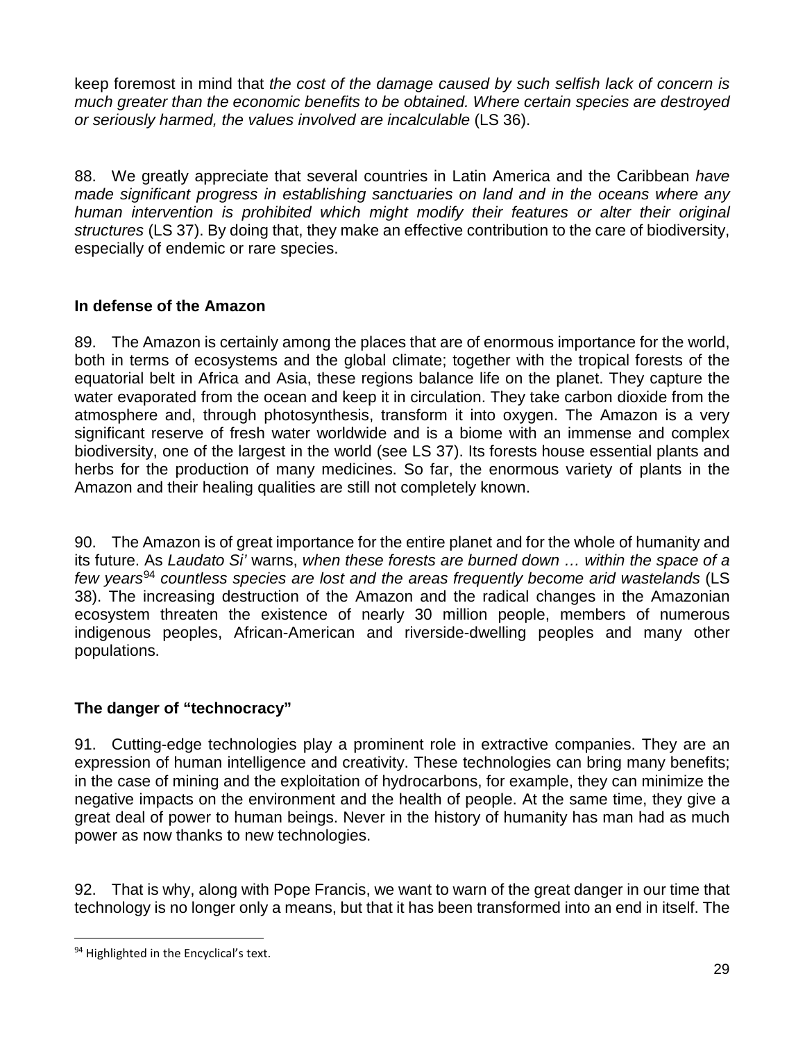keep foremost in mind that *the cost of the damage caused by such selfish lack of concern is much greater than the economic benefits to be obtained. Where certain species are destroyed or seriously harmed, the values involved are incalculable* (LS 36).

88. We greatly appreciate that several countries in Latin America and the Caribbean *have made significant progress in establishing sanctuaries on land and in the oceans where any human intervention is prohibited which might modify their features or alter their original structures* (LS 37). By doing that, they make an effective contribution to the care of biodiversity, especially of endemic or rare species.

### In defense of the Amazon

89. The Amazon is certainly among the places that are of enormous importance for the world, both in terms of ecosystems and the global climate; together with the tropical forests of the equatorial belt in Africa and Asia, these regions balance life on the planet. They capture the water evaporated from the ocean and keep it in circulation. They take carbon dioxide from the atmosphere and, through photosynthesis, transform it into oxygen. The Amazon is a very significant reserve of fresh water worldwide and is a biome with an immense and complex biodiversity, one of the largest in the world (see LS 37). Its forests house essential plants and herbs for the production of many medicines. So far, the enormous variety of plants in the Amazon and their healing qualities are still not completely known.

90. The Amazon is of great importance for the entire planet and for the whole of humanity and its future. As *Laudato Si'* warns, *when these forests are burned down … within the space of a few years*[94] *countless species are lost and the areas frequently become arid wastelands* (LS 38). The increasing destruction of the Amazon and the radical changes in the Amazonian ecosystem threaten the existence of nearly 30 million people, members of numerous indigenous peoples, African-American and riverside-dwelling peoples and many other populations.

### The danger of "technocracy"

91. Cutting-edge technologies play a prominent role in extractive companies. They are an expression of human intelligence and creativity. These technologies can bring many benefits; in the case of mining and the exploitation of hydrocarbons, for example, they can minimize the negative impacts on the environment and the health of people. At the same time, they give a great deal of power to human beings. Never in the history of humanity has man had as much power as now thanks to new technologies.

92. That is why, along with Pope Francis, we want to warn of the great danger in our time that technology is no longer only a means, but that it has been transformed into an end in itself. The

[94] Highlighted in the Encyclical's text.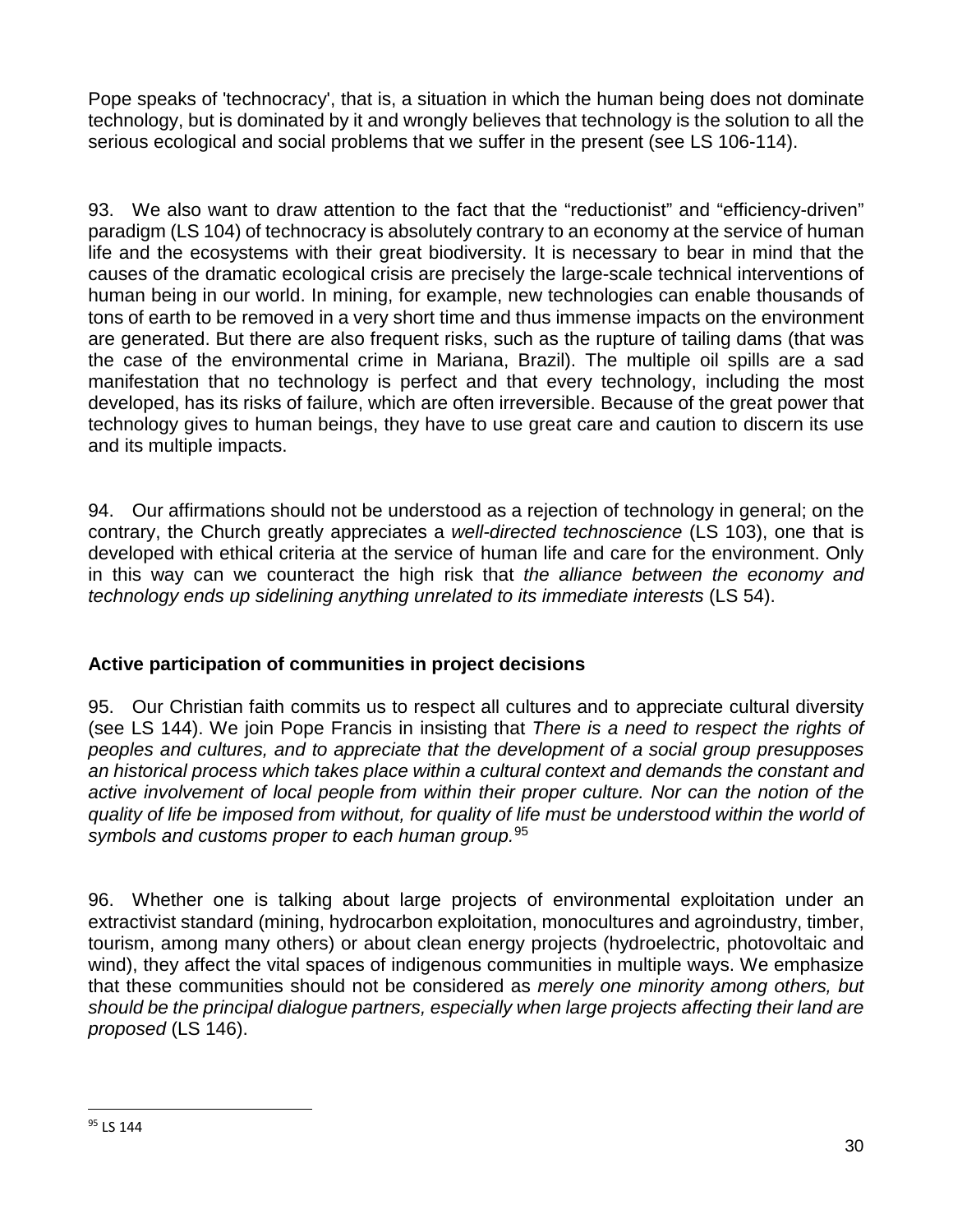Pope speaks of 'technocracy', that is, a situation in which the human being does not dominate technology, but is dominated by it and wrongly believes that technology is the solution to all the serious ecological and social problems that we suffer in the present (see LS 106-114).

93. We also want to draw attention to the fact that the "reductionist" and "efficiency-driven" paradigm (LS 104) of technocracy is absolutely contrary to an economy at the service of human life and the ecosystems with their great biodiversity. It is necessary to bear in mind that the causes of the dramatic ecological crisis are precisely the large-scale technical interventions of human being in our world. In mining, for example, new technologies can enable thousands of tons of earth to be removed in a very short time and thus immense impacts on the environment are generated. But there are also frequent risks, such as the rupture of tailing dams (that was the case of the environmental crime in Mariana, Brazil). The multiple oil spills are a sad manifestation that no technology is perfect and that every technology, including the most developed, has its risks of failure, which are often irreversible. Because of the great power that technology gives to human beings, they have to use great care and caution to discern its use and its multiple impacts.

94. Our affirmations should not be understood as a rejection of technology in general; on the contrary, the Church greatly appreciates a *well-directed technoscience* (LS 103), one that is developed with ethical criteria at the service of human life and care for the environment. Only in this way can we counteract the high risk that *the alliance between the economy and technology ends up sidelining anything unrelated to its immediate interests* (LS 54).

### Active participation of communities in project decisions

95. Our Christian faith commits us to respect all cultures and to appreciate cultural diversity (see LS 144). We join Pope Francis in insisting that *There is a need to respect the rights of peoples and cultures, and to appreciate that the development of a social group presupposes an historical process which takes place within a cultural context and demands the constant and active involvement of local people from within their proper culture. Nor can the notion of the quality of life be imposed from without, for quality of life must be understood within the world of symbols and customs proper to each human group.*[95]

96. Whether one is talking about large projects of environmental exploitation under an extractivist standard (mining, hydrocarbon exploitation, monocultures and agroindustry, timber, tourism, among many others) or about clean energy projects (hydroelectric, photovoltaic and wind), they affect the vital spaces of indigenous communities in multiple ways. We emphasize that these communities should not be considered as *merely one minority among others, but should be the principal dialogue partners, especially when large projects affecting their land are proposed* (LS 146).

---

[95] LS 144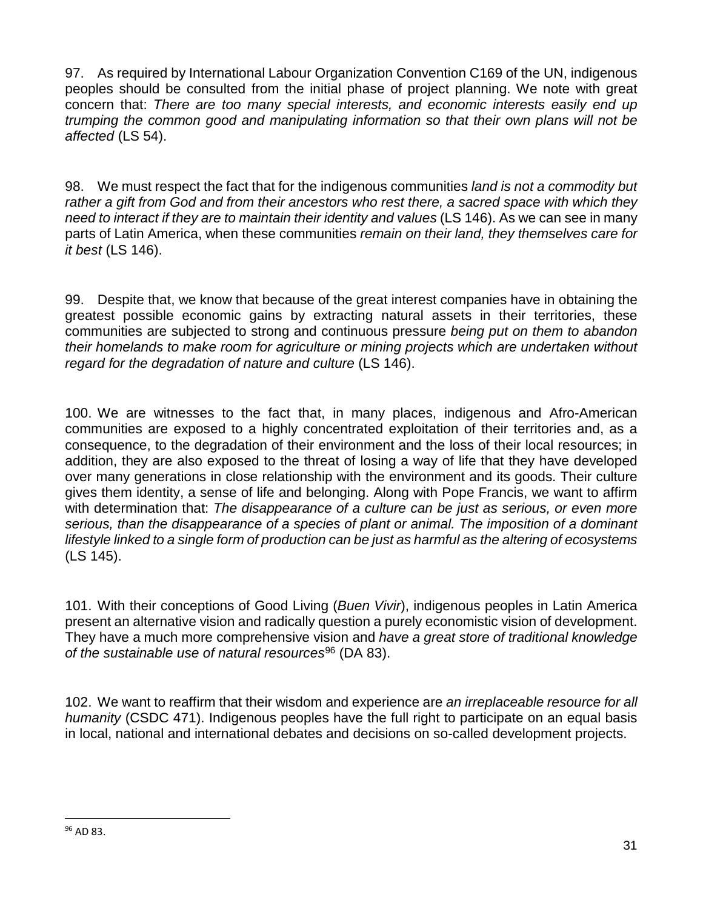97. As required by International Labour Organization Convention C169 of the UN, indigenous peoples should be consulted from the initial phase of project planning. We note with great concern that: *There are too many special interests, and economic interests easily end up trumping the common good and manipulating information so that their own plans will not be affected* (LS 54).

98. We must respect the fact that for the indigenous communities *land is not a commodity but rather a gift from God and from their ancestors who rest there, a sacred space with which they need to interact if they are to maintain their identity and values* (LS 146). As we can see in many parts of Latin America, when these communities *remain on their land, they themselves care for it best* (LS 146).

99. Despite that, we know that because of the great interest companies have in obtaining the greatest possible economic gains by extracting natural assets in their territories, these communities are subjected to strong and continuous pressure *being put on them to abandon their homelands to make room for agriculture or mining projects which are undertaken without regard for the degradation of nature and culture* (LS 146).

100. We are witnesses to the fact that, in many places, indigenous and Afro-American communities are exposed to a highly concentrated exploitation of their territories and, as a consequence, to the degradation of their environment and the loss of their local resources; in addition, they are also exposed to the threat of losing a way of life that they have developed over many generations in close relationship with the environment and its goods. Their culture gives them identity, a sense of life and belonging. Along with Pope Francis, we want to affirm with determination that: *The disappearance of a culture can be just as serious, or even more serious, than the disappearance of a species of plant or animal. The imposition of a dominant lifestyle linked to a single form of production can be just as harmful as the altering of ecosystems* (LS 145).

101. With their conceptions of Good Living (*Buen Vivir*), indigenous peoples in Latin America present an alternative vision and radically question a purely economistic vision of development. They have a much more comprehensive vision and *have a great store of traditional knowledge of the sustainable use of natural resources*[96] (DA 83).

102. We want to reaffirm that their wisdom and experience are *an irreplaceable resource for all humanity* (CSDC 471). Indigenous peoples have the full right to participate on an equal basis in local, national and international debates and decisions on so-called development projects.

---

[96] AD 83.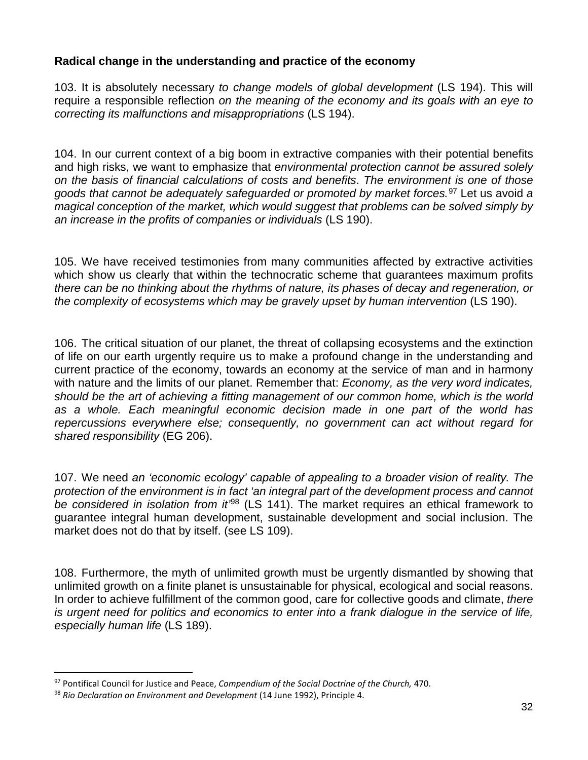**Radical change in the understanding and practice of the economy**

103. It is absolutely necessary *to change models of global development* (LS 194). This will require a responsible reflection *on the meaning of the economy and its goals with an eye to correcting its malfunctions and misappropriations* (LS 194).

104. In our current context of a big boom in extractive companies with their potential benefits and high risks, we want to emphasize that *environmental protection cannot be assured solely on the basis of financial calculations of costs and benefits*. *The environment is one of those goods that cannot be adequately safeguarded or promoted by market forces.*[97] Let us avoid *a magical conception of the market, which would suggest that problems can be solved simply by an increase in the profits of companies or individuals* (LS 190).

105. We have received testimonies from many communities affected by extractive activities which show us clearly that within the technocratic scheme that guarantees maximum profits *there can be no thinking about the rhythms of nature, its phases of decay and regeneration, or the complexity of ecosystems which may be gravely upset by human intervention* (LS 190).

106. The critical situation of our planet, the threat of collapsing ecosystems and the extinction of life on our earth urgently require us to make a profound change in the understanding and current practice of the economy, towards an economy at the service of man and in harmony with nature and the limits of our planet. Remember that: *Economy, as the very word indicates, should be the art of achieving a fitting management of our common home, which is the world as a whole. Each meaningful economic decision made in one part of the world has repercussions everywhere else; consequently, no government can act without regard for shared responsibility* (EG 206).

107. We need *an 'economic ecology' capable of appealing to a broader vision of reality. The protection of the environment is in fact 'an integral part of the development process and cannot be considered in isolation from it'*[98] (LS 141). The market requires an ethical framework to guarantee integral human development, sustainable development and social inclusion. The market does not do that by itself. (see LS 109).

108. Furthermore, the myth of unlimited growth must be urgently dismantled by showing that unlimited growth on a finite planet is unsustainable for physical, ecological and social reasons. In order to achieve fulfillment of the common good, care for collective goods and climate, *there is urgent need for politics and economics to enter into a frank dialogue in the service of life, especially human life* (LS 189).

---

[97] Pontifical Council for Justice and Peace, *Compendium of the Social Doctrine of the Church,* 470.

[98] *Rio Declaration on Environment and Development* (14 June 1992), Principle 4.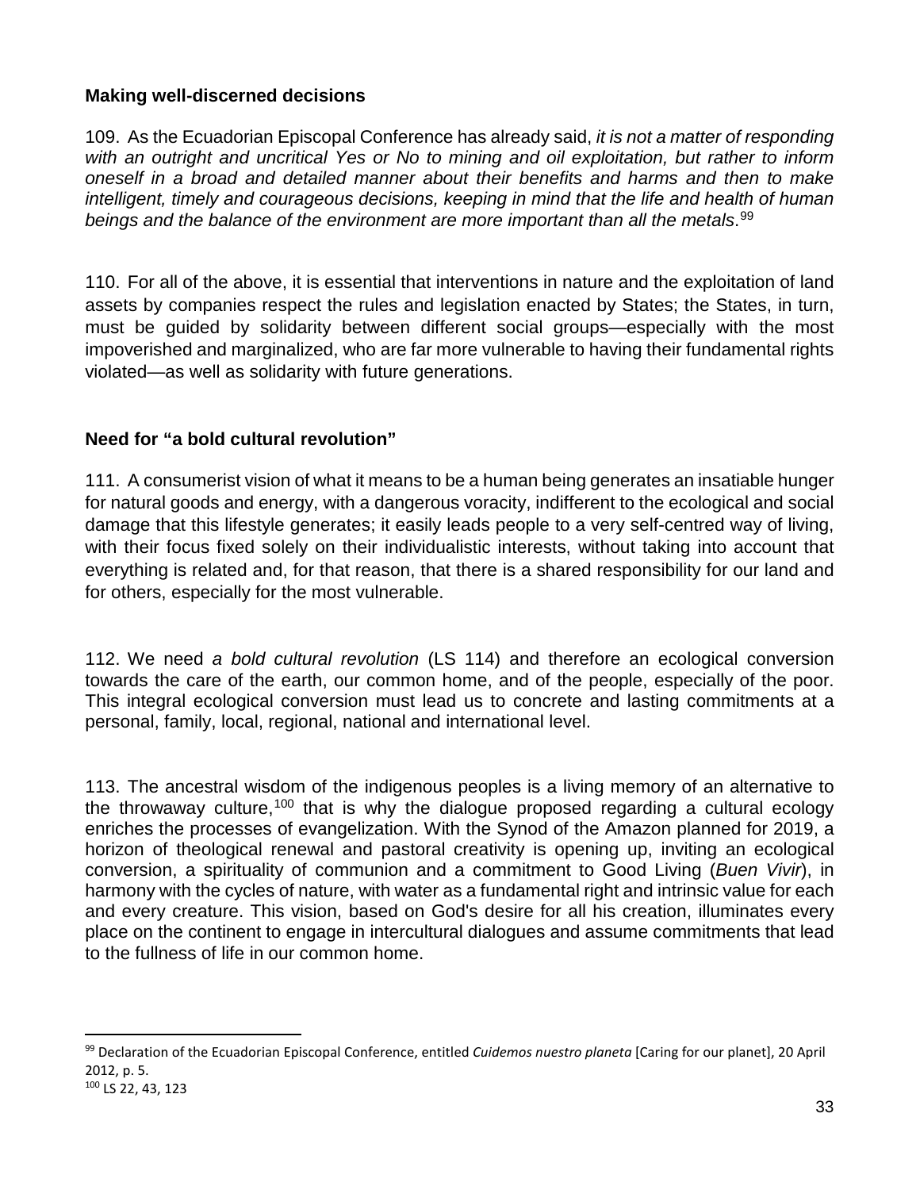### Making well-discerned decisions

109. As the Ecuadorian Episcopal Conference has already said, *it is not a matter of responding with an outright and uncritical Yes or No to mining and oil exploitation, but rather to inform oneself in a broad and detailed manner about their benefits and harms and then to make intelligent, timely and courageous decisions, keeping in mind that the life and health of human beings and the balance of the environment are more important than all the metals*.[99]

110. For all of the above, it is essential that interventions in nature and the exploitation of land assets by companies respect the rules and legislation enacted by States; the States, in turn, must be guided by solidarity between different social groups—especially with the most impoverished and marginalized, who are far more vulnerable to having their fundamental rights violated—as well as solidarity with future generations.

### Need for "a bold cultural revolution"

111. A consumerist vision of what it means to be a human being generates an insatiable hunger for natural goods and energy, with a dangerous voracity, indifferent to the ecological and social damage that this lifestyle generates; it easily leads people to a very self-centred way of living, with their focus fixed solely on their individualistic interests, without taking into account that everything is related and, for that reason, that there is a shared responsibility for our land and for others, especially for the most vulnerable.

112. We need *a bold cultural revolution* (LS 114) and therefore an ecological conversion towards the care of the earth, our common home, and of the people, especially of the poor. This integral ecological conversion must lead us to concrete and lasting commitments at a personal, family, local, regional, national and international level.

113. The ancestral wisdom of the indigenous peoples is a living memory of an alternative to the throwaway culture,[100] that is why the dialogue proposed regarding a cultural ecology enriches the processes of evangelization. With the Synod of the Amazon planned for 2019, a horizon of theological renewal and pastoral creativity is opening up, inviting an ecological conversion, a spirituality of communion and a commitment to Good Living (*Buen Vivir*), in harmony with the cycles of nature, with water as a fundamental right and intrinsic value for each and every creature. This vision, based on God's desire for all his creation, illuminates every place on the continent to engage in intercultural dialogues and assume commitments that lead to the fullness of life in our common home.

---

[99] Declaration of the Ecuadorian Episcopal Conference, entitled *Cuidemos nuestro planeta* [Caring for our planet], 20 April 2012, p. 5.

[100] LS 22, 43, 123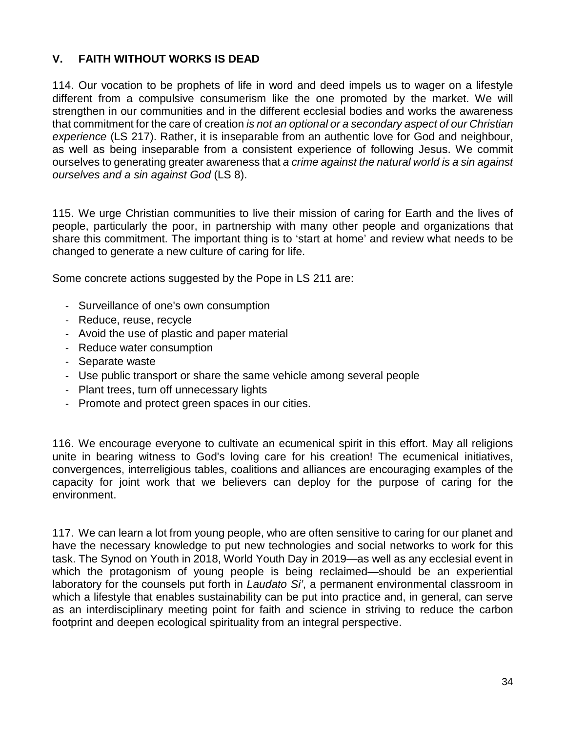## V. FAITH WITHOUT WORKS IS DEAD

114. Our vocation to be prophets of life in word and deed impels us to wager on a lifestyle different from a compulsive consumerism like the one promoted by the market. We will strengthen in our communities and in the different ecclesial bodies and works the awareness that commitment for the care of creation *is not an optional or a secondary aspect of our Christian experience* (LS 217). Rather, it is inseparable from an authentic love for God and neighbour, as well as being inseparable from a consistent experience of following Jesus. We commit ourselves to generating greater awareness that *a crime against the natural world is a sin against ourselves and a sin against God* (LS 8).

115. We urge Christian communities to live their mission of caring for Earth and the lives of people, particularly the poor, in partnership with many other people and organizations that share this commitment. The important thing is to 'start at home' and review what needs to be changed to generate a new culture of caring for life.

Some concrete actions suggested by the Pope in LS 211 are:

- Surveillance of one's own consumption
- Reduce, reuse, recycle
- Avoid the use of plastic and paper material
- Reduce water consumption
- Separate waste
- Use public transport or share the same vehicle among several people
- Plant trees, turn off unnecessary lights
- Promote and protect green spaces in our cities.

116. We encourage everyone to cultivate an ecumenical spirit in this effort. May all religions unite in bearing witness to God's loving care for his creation! The ecumenical initiatives, convergences, interreligious tables, coalitions and alliances are encouraging examples of the capacity for joint work that we believers can deploy for the purpose of caring for the environment.

117. We can learn a lot from young people, who are often sensitive to caring for our planet and have the necessary knowledge to put new technologies and social networks to work for this task. The Synod on Youth in 2018, World Youth Day in 2019—as well as any ecclesial event in which the protagonism of young people is being reclaimed—should be an experiential laboratory for the counsels put forth in *Laudato Si'*, a permanent environmental classroom in which a lifestyle that enables sustainability can be put into practice and, in general, can serve as an interdisciplinary meeting point for faith and science in striving to reduce the carbon footprint and deepen ecological spirituality from an integral perspective.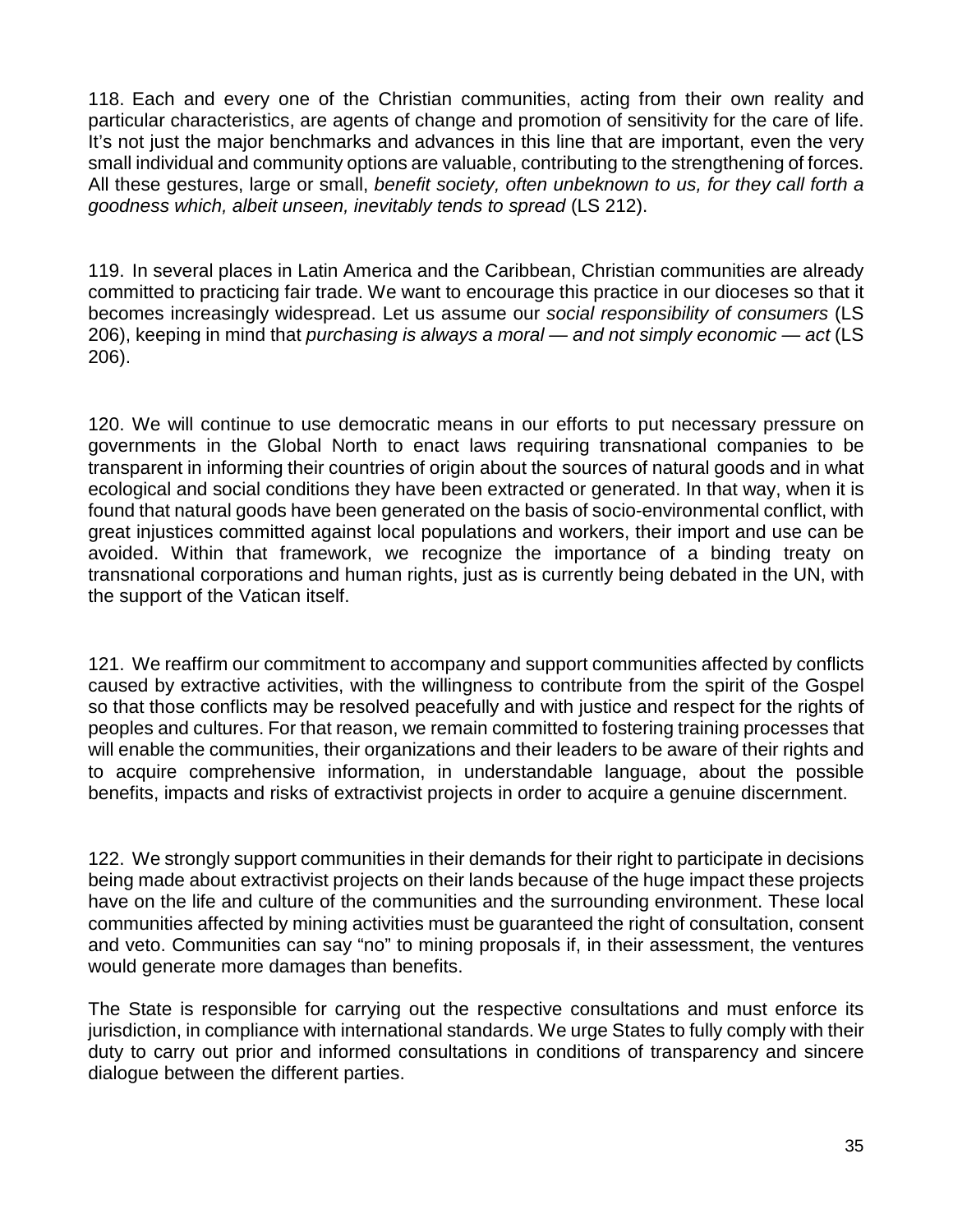118. Each and every one of the Christian communities, acting from their own reality and particular characteristics, are agents of change and promotion of sensitivity for the care of life. It's not just the major benchmarks and advances in this line that are important, even the very small individual and community options are valuable, contributing to the strengthening of forces. All these gestures, large or small, *benefit society, often unbeknown to us, for they call forth a goodness which, albeit unseen, inevitably tends to spread* (LS 212).

119. In several places in Latin America and the Caribbean, Christian communities are already committed to practicing fair trade. We want to encourage this practice in our dioceses so that it becomes increasingly widespread. Let us assume our *social responsibility of consumers* (LS 206), keeping in mind that *purchasing is always a moral — and not simply economic — act* (LS 206).

120. We will continue to use democratic means in our efforts to put necessary pressure on governments in the Global North to enact laws requiring transnational companies to be transparent in informing their countries of origin about the sources of natural goods and in what ecological and social conditions they have been extracted or generated. In that way, when it is found that natural goods have been generated on the basis of socio-environmental conflict, with great injustices committed against local populations and workers, their import and use can be avoided. Within that framework, we recognize the importance of a binding treaty on transnational corporations and human rights, just as is currently being debated in the UN, with the support of the Vatican itself.

121. We reaffirm our commitment to accompany and support communities affected by conflicts caused by extractive activities, with the willingness to contribute from the spirit of the Gospel so that those conflicts may be resolved peacefully and with justice and respect for the rights of peoples and cultures. For that reason, we remain committed to fostering training processes that will enable the communities, their organizations and their leaders to be aware of their rights and to acquire comprehensive information, in understandable language, about the possible benefits, impacts and risks of extractivist projects in order to acquire a genuine discernment.

122. We strongly support communities in their demands for their right to participate in decisions being made about extractivist projects on their lands because of the huge impact these projects have on the life and culture of the communities and the surrounding environment. These local communities affected by mining activities must be guaranteed the right of consultation, consent and veto. Communities can say "no" to mining proposals if, in their assessment, the ventures would generate more damages than benefits.

The State is responsible for carrying out the respective consultations and must enforce its jurisdiction, in compliance with international standards. We urge States to fully comply with their duty to carry out prior and informed consultations in conditions of transparency and sincere dialogue between the different parties.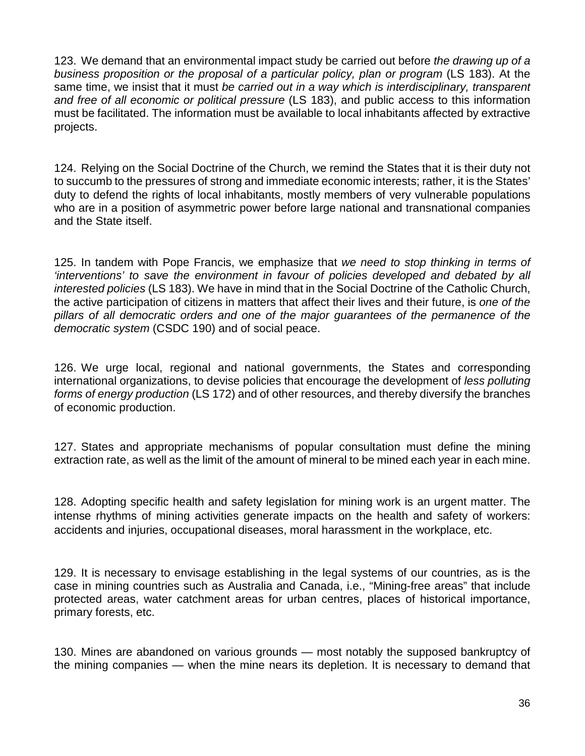123. We demand that an environmental impact study be carried out before *the drawing up of a business proposition or the proposal of a particular policy, plan or program* (LS 183). At the same time, we insist that it must *be carried out in a way which is interdisciplinary, transparent and free of all economic or political pressure* (LS 183), and public access to this information must be facilitated. The information must be available to local inhabitants affected by extractive projects.

124. Relying on the Social Doctrine of the Church, we remind the States that it is their duty not to succumb to the pressures of strong and immediate economic interests; rather, it is the States' duty to defend the rights of local inhabitants, mostly members of very vulnerable populations who are in a position of asymmetric power before large national and transnational companies and the State itself.

125. In tandem with Pope Francis, we emphasize that *we need to stop thinking in terms of 'interventions' to save the environment in favour of policies developed and debated by all interested policies* (LS 183). We have in mind that in the Social Doctrine of the Catholic Church, the active participation of citizens in matters that affect their lives and their future, is *one of the pillars of all democratic orders and one of the major guarantees of the permanence of the democratic system* (CSDC 190) and of social peace.

126. We urge local, regional and national governments, the States and corresponding international organizations, to devise policies that encourage the development of *less polluting forms of energy production* (LS 172) and of other resources, and thereby diversify the branches of economic production.

127. States and appropriate mechanisms of popular consultation must define the mining extraction rate, as well as the limit of the amount of mineral to be mined each year in each mine.

128. Adopting specific health and safety legislation for mining work is an urgent matter. The intense rhythms of mining activities generate impacts on the health and safety of workers: accidents and injuries, occupational diseases, moral harassment in the workplace, etc.

129. It is necessary to envisage establishing in the legal systems of our countries, as is the case in mining countries such as Australia and Canada, i.e., "Mining-free areas" that include protected areas, water catchment areas for urban centres, places of historical importance, primary forests, etc.

130. Mines are abandoned on various grounds — most notably the supposed bankruptcy of the mining companies — when the mine nears its depletion. It is necessary to demand that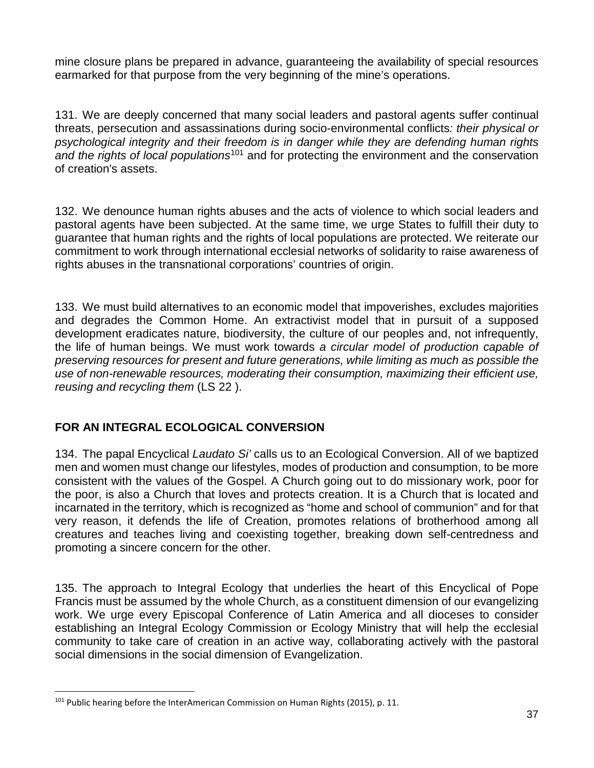mine closure plans be prepared in advance, guaranteeing the availability of special resources earmarked for that purpose from the very beginning of the mine's operations.

131. We are deeply concerned that many social leaders and pastoral agents suffer continual threats, persecution and assassinations during socio-environmental conflicts*: their physical or psychological integrity and their freedom is in danger while they are defending human rights and the rights of local populations*[101] and for protecting the environment and the conservation of creation's assets.

132. We denounce human rights abuses and the acts of violence to which social leaders and pastoral agents have been subjected. At the same time, we urge States to fulfill their duty to guarantee that human rights and the rights of local populations are protected. We reiterate our commitment to work through international ecclesial networks of solidarity to raise awareness of rights abuses in the transnational corporations' countries of origin.

133. We must build alternatives to an economic model that impoverishes, excludes majorities and degrades the Common Home. An extractivist model that in pursuit of a supposed development eradicates nature, biodiversity, the culture of our peoples and, not infrequently, the life of human beings. We must work towards *a circular model of production capable of preserving resources for present and future generations, while limiting as much as possible the use of non-renewable resources, moderating their consumption, maximizing their efficient use, reusing and recycling them* (LS 22 ).

## FOR AN INTEGRAL ECOLOGICAL CONVERSION

134. The papal Encyclical *Laudato Si'* calls us to an Ecological Conversion. All of we baptized men and women must change our lifestyles, modes of production and consumption, to be more consistent with the values of the Gospel. A Church going out to do missionary work, poor for the poor, is also a Church that loves and protects creation. It is a Church that is located and incarnated in the territory, which is recognized as "home and school of communion" and for that very reason, it defends the life of Creation, promotes relations of brotherhood among all creatures and teaches living and coexisting together, breaking down self-centredness and promoting a sincere concern for the other.

135. The approach to Integral Ecology that underlies the heart of this Encyclical of Pope Francis must be assumed by the whole Church, as a constituent dimension of our evangelizing work. We urge every Episcopal Conference of Latin America and all dioceses to consider establishing an Integral Ecology Commission or Ecology Ministry that will help the ecclesial community to take care of creation in an active way, collaborating actively with the pastoral social dimensions in the social dimension of Evangelization.

[101] Public hearing before the InterAmerican Commission on Human Rights (2015), p. 11.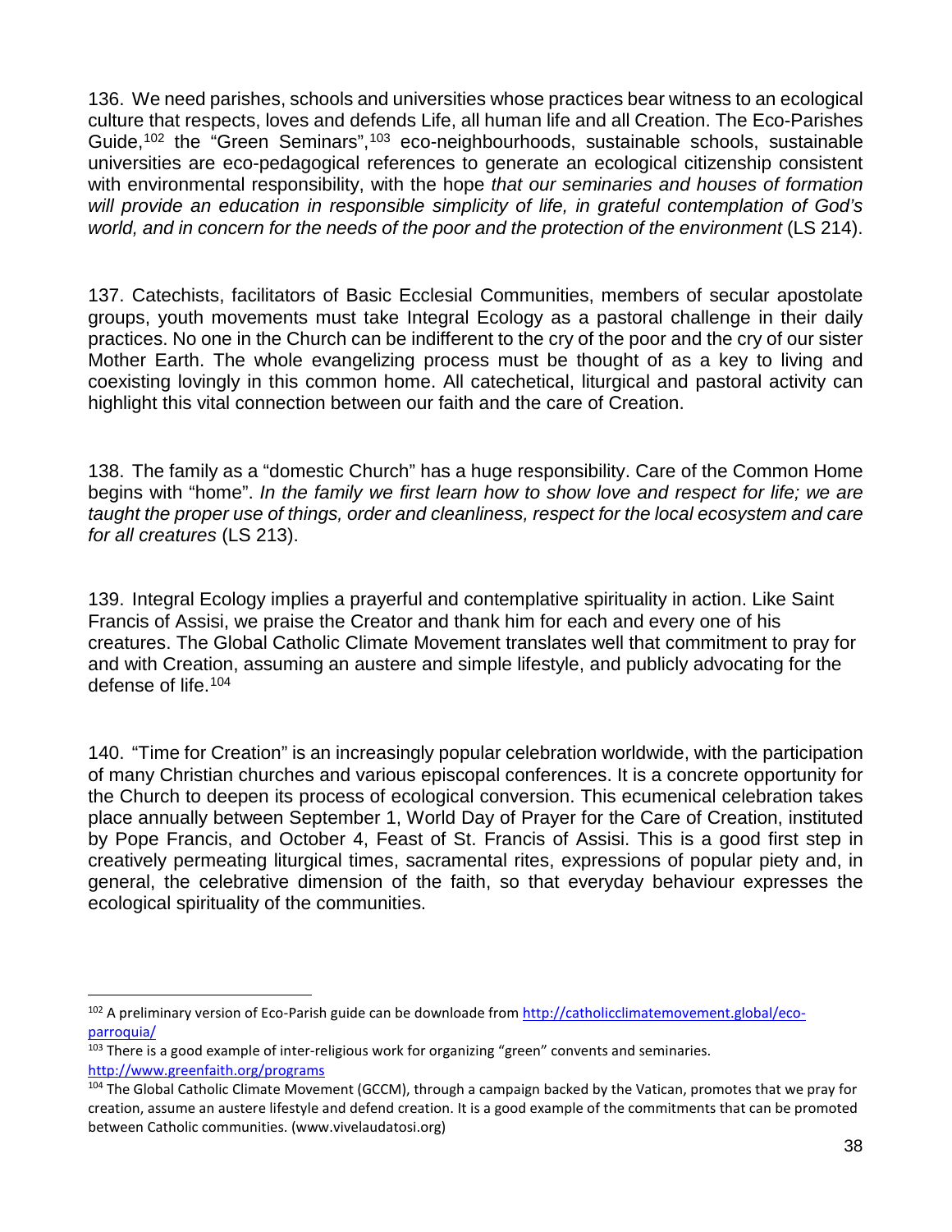136. We need parishes, schools and universities whose practices bear witness to an ecological culture that respects, loves and defends Life, all human life and all Creation. The Eco-Parishes Guide,[102] the "Green Seminars",[103] eco-neighbourhoods, sustainable schools, sustainable universities are eco-pedagogical references to generate an ecological citizenship consistent with environmental responsibility, with the hope *that our seminaries and houses of formation will provide an education in responsible simplicity of life, in grateful contemplation of God's world, and in concern for the needs of the poor and the protection of the environment* (LS 214).

137. Catechists, facilitators of Basic Ecclesial Communities, members of secular apostolate groups, youth movements must take Integral Ecology as a pastoral challenge in their daily practices. No one in the Church can be indifferent to the cry of the poor and the cry of our sister Mother Earth. The whole evangelizing process must be thought of as a key to living and coexisting lovingly in this common home. All catechetical, liturgical and pastoral activity can highlight this vital connection between our faith and the care of Creation.

138. The family as a "domestic Church" has a huge responsibility. Care of the Common Home begins with "home". *In the family we first learn how to show love and respect for life; we are taught the proper use of things, order and cleanliness, respect for the local ecosystem and care for all creatures* (LS 213).

139. Integral Ecology implies a prayerful and contemplative spirituality in action. Like Saint Francis of Assisi, we praise the Creator and thank him for each and every one of his creatures. The Global Catholic Climate Movement translates well that commitment to pray for and with Creation, assuming an austere and simple lifestyle, and publicly advocating for the defense of life.[104]

140. "Time for Creation" is an increasingly popular celebration worldwide, with the participation of many Christian churches and various episcopal conferences. It is a concrete opportunity for the Church to deepen its process of ecological conversion. This ecumenical celebration takes place annually between September 1, World Day of Prayer for the Care of Creation, instituted by Pope Francis, and October 4, Feast of St. Francis of Assisi. This is a good first step in creatively permeating liturgical times, sacramental rites, expressions of popular piety and, in general, the celebrative dimension of the faith, so that everyday behaviour expresses the ecological spirituality of the communities.

---

[102] A preliminary version of Eco-Parish guide can be downloade from http://catholicclimatemovement.global/eco-parroquia/

[103] There is a good example of inter-religious work for organizing "green" convents and seminaries. http://www.greenfaith.org/programs

[104] The Global Catholic Climate Movement (GCCM), through a campaign backed by the Vatican, promotes that we pray for creation, assume an austere lifestyle and defend creation. It is a good example of the commitments that can be promoted between Catholic communities. (www.vivelaudatosi.org)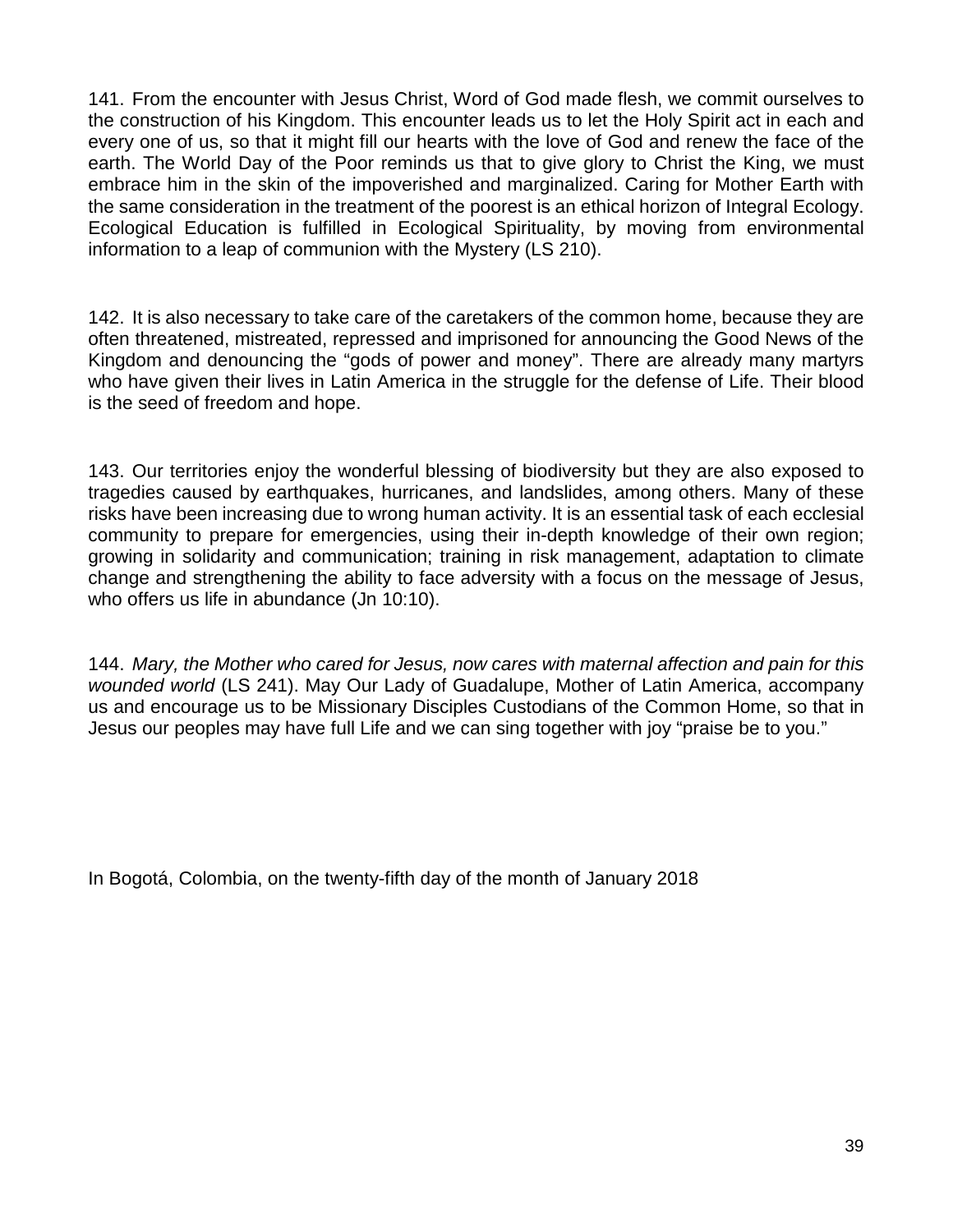141. From the encounter with Jesus Christ, Word of God made flesh, we commit ourselves to the construction of his Kingdom. This encounter leads us to let the Holy Spirit act in each and every one of us, so that it might fill our hearts with the love of God and renew the face of the earth. The World Day of the Poor reminds us that to give glory to Christ the King, we must embrace him in the skin of the impoverished and marginalized. Caring for Mother Earth with the same consideration in the treatment of the poorest is an ethical horizon of Integral Ecology. Ecological Education is fulfilled in Ecological Spirituality, by moving from environmental information to a leap of communion with the Mystery (LS 210).

142. It is also necessary to take care of the caretakers of the common home, because they are often threatened, mistreated, repressed and imprisoned for announcing the Good News of the Kingdom and denouncing the "gods of power and money". There are already many martyrs who have given their lives in Latin America in the struggle for the defense of Life. Their blood is the seed of freedom and hope.

143. Our territories enjoy the wonderful blessing of biodiversity but they are also exposed to tragedies caused by earthquakes, hurricanes, and landslides, among others. Many of these risks have been increasing due to wrong human activity. It is an essential task of each ecclesial community to prepare for emergencies, using their in-depth knowledge of their own region; growing in solidarity and communication; training in risk management, adaptation to climate change and strengthening the ability to face adversity with a focus on the message of Jesus, who offers us life in abundance (Jn 10:10).

144. *Mary, the Mother who cared for Jesus, now cares with maternal affection and pain for this wounded world* (LS 241). May Our Lady of Guadalupe, Mother of Latin America, accompany us and encourage us to be Missionary Disciples Custodians of the Common Home, so that in Jesus our peoples may have full Life and we can sing together with joy "praise be to you."

In Bogotá, Colombia, on the twenty-fifth day of the month of January 2018